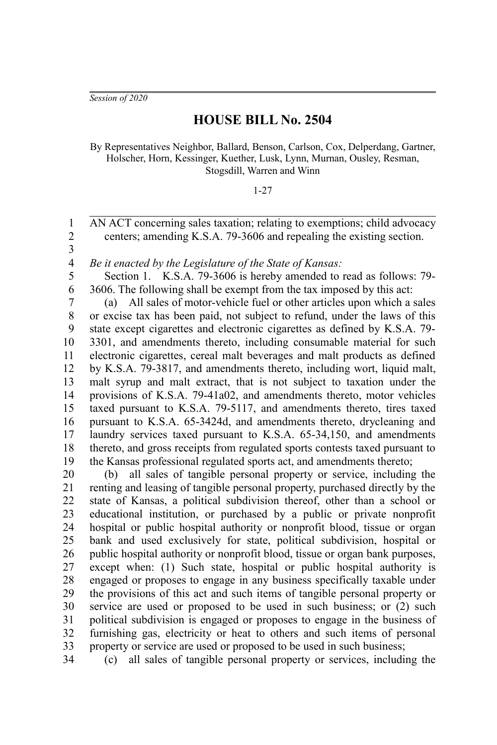*Session of 2020*

# HOUSE BILL No. 2504

By Representatives Neighbor, Ballard, Benson, Carlson, Cox, Delperdang, Gartner, Holscher, Horn, Kessinger, Kuether, Lusk, Lynn, Murnan, Ousley, Resman, Stogsdill, Warren and Winn

1-27

AN ACT concerning sales taxation; relating to exemptions; child advocacy centers; amending K.S.A. 79-3606 and repealing the existing section.

*Be it enacted by the Legislature of the State of Kansas:*

Section 1. K.S.A. 79-3606 is hereby amended to read as follows: 79-3606. The following shall be exempt from the tax imposed by this act:

(a) All sales of motor-vehicle fuel or other articles upon which a sales or excise tax has been paid, not subject to refund, under the laws of this state except cigarettes and electronic cigarettes as defined by K.S.A. 79-3301, and amendments thereto, including consumable material for such electronic cigarettes, cereal malt beverages and malt products as defined by K.S.A. 79-3817, and amendments thereto, including wort, liquid malt, malt syrup and malt extract, that is not subject to taxation under the provisions of K.S.A. 79-41a02, and amendments thereto, motor vehicles taxed pursuant to K.S.A. 79-5117, and amendments thereto, tires taxed pursuant to K.S.A. 65-3424d, and amendments thereto, drycleaning and laundry services taxed pursuant to K.S.A. 65-34,150, and amendments thereto, and gross receipts from regulated sports contests taxed pursuant to the Kansas professional regulated sports act, and amendments thereto;

(b) all sales of tangible personal property or service, including the renting and leasing of tangible personal property, purchased directly by the state of Kansas, a political subdivision thereof, other than a school or educational institution, or purchased by a public or private nonprofit hospital or public hospital authority or nonprofit blood, tissue or organ bank and used exclusively for state, political subdivision, hospital or public hospital authority or nonprofit blood, tissue or organ bank purposes, except when: (1) Such state, hospital or public hospital authority is engaged or proposes to engage in any business specifically taxable under the provisions of this act and such items of tangible personal property or service are used or proposed to be used in such business; or (2) such political subdivision is engaged or proposes to engage in the business of furnishing gas, electricity or heat to others and such items of personal property or service are used or proposed to be used in such business;

(c) all sales of tangible personal property or services, including the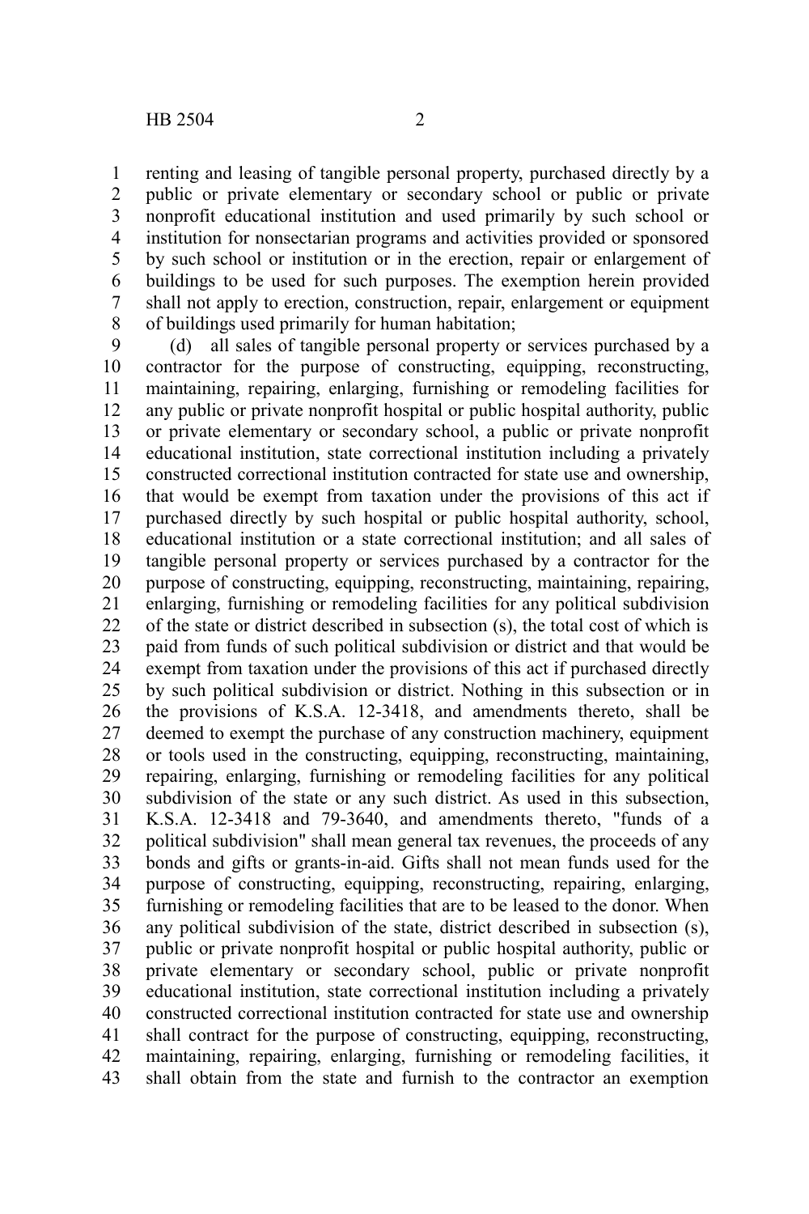renting and leasing of tangible personal property, purchased directly by a public or private elementary or secondary school or public or private nonprofit educational institution and used primarily by such school or institution for nonsectarian programs and activities provided or sponsored by such school or institution or in the erection, repair or enlargement of buildings to be used for such purposes. The exemption herein provided shall not apply to erection, construction, repair, enlargement or equipment of buildings used primarily for human habitation;

(d) all sales of tangible personal property or services purchased by a contractor for the purpose of constructing, equipping, reconstructing, maintaining, repairing, enlarging, furnishing or remodeling facilities for any public or private nonprofit hospital or public hospital authority, public or private elementary or secondary school, a public or private nonprofit educational institution, state correctional institution including a privately constructed correctional institution contracted for state use and ownership, that would be exempt from taxation under the provisions of this act if purchased directly by such hospital or public hospital authority, school, educational institution or a state correctional institution; and all sales of tangible personal property or services purchased by a contractor for the purpose of constructing, equipping, reconstructing, maintaining, repairing, enlarging, furnishing or remodeling facilities for any political subdivision of the state or district described in subsection (s), the total cost of which is paid from funds of such political subdivision or district and that would be exempt from taxation under the provisions of this act if purchased directly by such political subdivision or district. Nothing in this subsection or in the provisions of K.S.A. 12-3418, and amendments thereto, shall be deemed to exempt the purchase of any construction machinery, equipment or tools used in the constructing, equipping, reconstructing, maintaining, repairing, enlarging, furnishing or remodeling facilities for any political subdivision of the state or any such district. As used in this subsection, K.S.A. 12-3418 and 79-3640, and amendments thereto, "funds of a political subdivision" shall mean general tax revenues, the proceeds of any bonds and gifts or grants-in-aid. Gifts shall not mean funds used for the purpose of constructing, equipping, reconstructing, repairing, enlarging, furnishing or remodeling facilities that are to be leased to the donor. When any political subdivision of the state, district described in subsection (s), public or private nonprofit hospital or public hospital authority, public or private elementary or secondary school, public or private nonprofit educational institution, state correctional institution including a privately constructed correctional institution contracted for state use and ownership shall contract for the purpose of constructing, equipping, reconstructing, maintaining, repairing, enlarging, furnishing or remodeling facilities, it shall obtain from the state and furnish to the contractor an exemption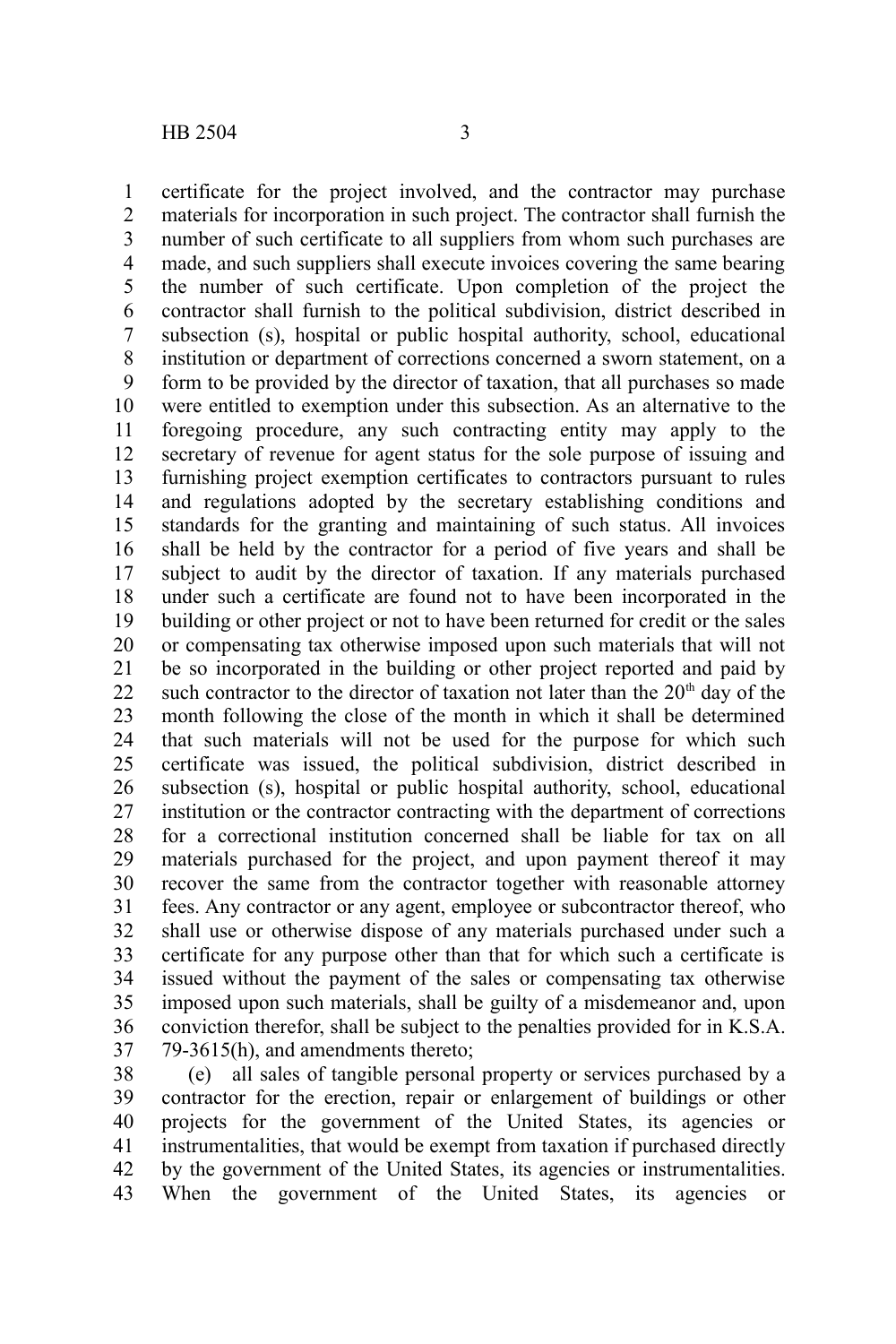certificate for the project involved, and the contractor may purchase materials for incorporation in such project. The contractor shall furnish the number of such certificate to all suppliers from whom such purchases are made, and such suppliers shall execute invoices covering the same bearing the number of such certificate. Upon completion of the project the contractor shall furnish to the political subdivision, district described in subsection (s), hospital or public hospital authority, school, educational institution or department of corrections concerned a sworn statement, on a form to be provided by the director of taxation, that all purchases so made were entitled to exemption under this subsection. As an alternative to the foregoing procedure, any such contracting entity may apply to the secretary of revenue for agent status for the sole purpose of issuing and furnishing project exemption certificates to contractors pursuant to rules and regulations adopted by the secretary establishing conditions and standards for the granting and maintaining of such status. All invoices shall be held by the contractor for a period of five years and shall be subject to audit by the director of taxation. If any materials purchased under such a certificate are found not to have been incorporated in the building or other project or not to have been returned for credit or the sales or compensating tax otherwise imposed upon such materials that will not be so incorporated in the building or other project reported and paid by such contractor to the director of taxation not later than the 20th day of the month following the close of the month in which it shall be determined that such materials will not be used for the purpose for which such certificate was issued, the political subdivision, district described in subsection (s), hospital or public hospital authority, school, educational institution or the contractor contracting with the department of corrections for a correctional institution concerned shall be liable for tax on all materials purchased for the project, and upon payment thereof it may recover the same from the contractor together with reasonable attorney fees. Any contractor or any agent, employee or subcontractor thereof, who shall use or otherwise dispose of any materials purchased under such a certificate for any purpose other than that for which such a certificate is issued without the payment of the sales or compensating tax otherwise imposed upon such materials, shall be guilty of a misdemeanor and, upon conviction therefor, shall be subject to the penalties provided for in K.S.A. 79-3615(h), and amendments thereto;

(e) all sales of tangible personal property or services purchased by a contractor for the erection, repair or enlargement of buildings or other projects for the government of the United States, its agencies or instrumentalities, that would be exempt from taxation if purchased directly by the government of the United States, its agencies or instrumentalities. When the government of the United States, its agencies or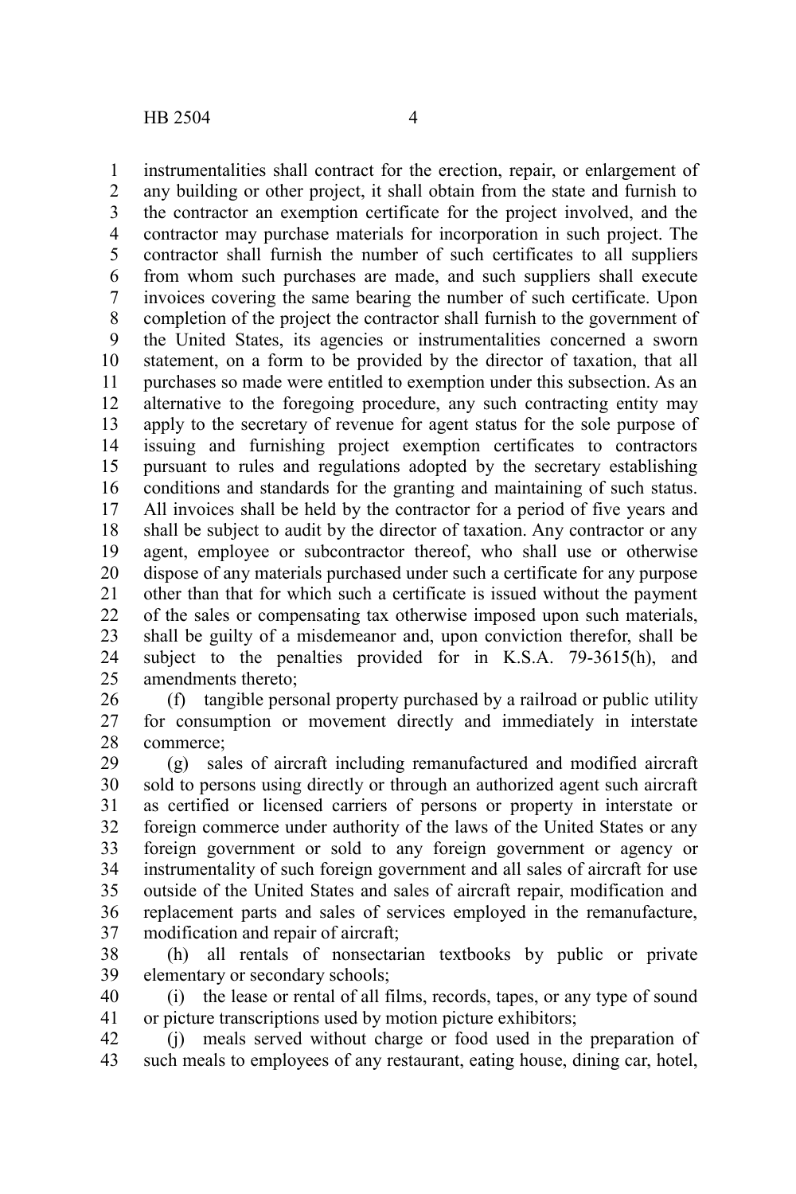instrumentalities shall contract for the erection, repair, or enlargement of any building or other project, it shall obtain from the state and furnish to the contractor an exemption certificate for the project involved, and the contractor may purchase materials for incorporation in such project. The contractor shall furnish the number of such certificates to all suppliers from whom such purchases are made, and such suppliers shall execute invoices covering the same bearing the number of such certificate. Upon completion of the project the contractor shall furnish to the government of the United States, its agencies or instrumentalities concerned a sworn statement, on a form to be provided by the director of taxation, that all purchases so made were entitled to exemption under this subsection. As an alternative to the foregoing procedure, any such contracting entity may apply to the secretary of revenue for agent status for the sole purpose of issuing and furnishing project exemption certificates to contractors pursuant to rules and regulations adopted by the secretary establishing conditions and standards for the granting and maintaining of such status. All invoices shall be held by the contractor for a period of five years and shall be subject to audit by the director of taxation. Any contractor or any agent, employee or subcontractor thereof, who shall use or otherwise dispose of any materials purchased under such a certificate for any purpose other than that for which such a certificate is issued without the payment of the sales or compensating tax otherwise imposed upon such materials, shall be guilty of a misdemeanor and, upon conviction therefor, shall be subject to the penalties provided for in K.S.A. 79-3615(h), and amendments thereto;

(f) tangible personal property purchased by a railroad or public utility for consumption or movement directly and immediately in interstate commerce;

(g) sales of aircraft including remanufactured and modified aircraft sold to persons using directly or through an authorized agent such aircraft as certified or licensed carriers of persons or property in interstate or foreign commerce under authority of the laws of the United States or any foreign government or sold to any foreign government or agency or instrumentality of such foreign government and all sales of aircraft for use outside of the United States and sales of aircraft repair, modification and replacement parts and sales of services employed in the remanufacture, modification and repair of aircraft;

(h) all rentals of nonsectarian textbooks by public or private elementary or secondary schools;

(i) the lease or rental of all films, records, tapes, or any type of sound or picture transcriptions used by motion picture exhibitors;

(j) meals served without charge or food used in the preparation of such meals to employees of any restaurant, eating house, dining car, hotel,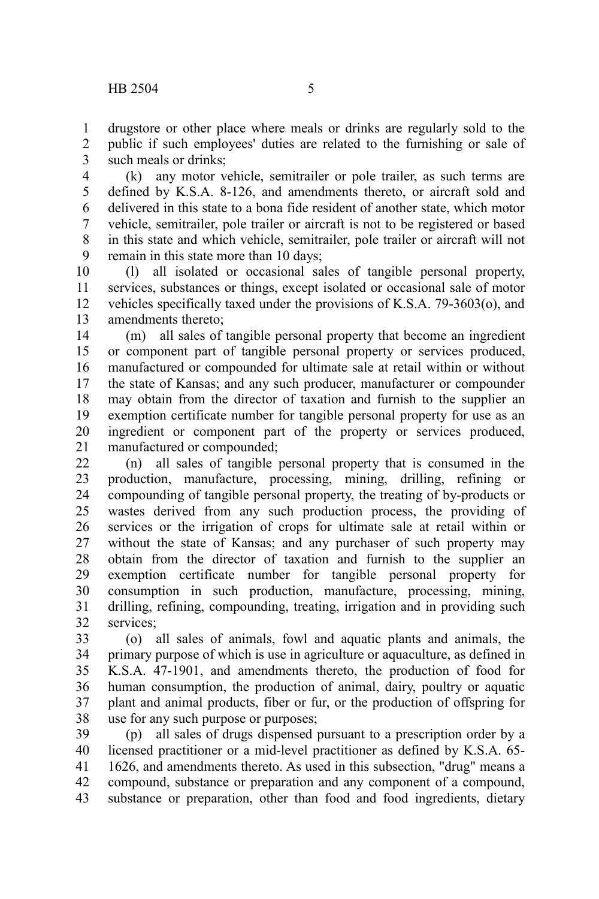drugstore or other place where meals or drinks are regularly sold to the public if such employees' duties are related to the furnishing or sale of such meals or drinks;

(k) any motor vehicle, semitrailer or pole trailer, as such terms are defined by K.S.A. 8-126, and amendments thereto, or aircraft sold and delivered in this state to a bona fide resident of another state, which motor vehicle, semitrailer, pole trailer or aircraft is not to be registered or based in this state and which vehicle, semitrailer, pole trailer or aircraft will not remain in this state more than 10 days;

(l) all isolated or occasional sales of tangible personal property, services, substances or things, except isolated or occasional sale of motor vehicles specifically taxed under the provisions of K.S.A. 79-3603(o), and amendments thereto;

(m) all sales of tangible personal property that become an ingredient or component part of tangible personal property or services produced, manufactured or compounded for ultimate sale at retail within or without the state of Kansas; and any such producer, manufacturer or compounder may obtain from the director of taxation and furnish to the supplier an exemption certificate number for tangible personal property for use as an ingredient or component part of the property or services produced, manufactured or compounded;

(n) all sales of tangible personal property that is consumed in the production, manufacture, processing, mining, drilling, refining or compounding of tangible personal property, the treating of by-products or wastes derived from any such production process, the providing of services or the irrigation of crops for ultimate sale at retail within or without the state of Kansas; and any purchaser of such property may obtain from the director of taxation and furnish to the supplier an exemption certificate number for tangible personal property for consumption in such production, manufacture, processing, mining, drilling, refining, compounding, treating, irrigation and in providing such services;

(o) all sales of animals, fowl and aquatic plants and animals, the primary purpose of which is use in agriculture or aquaculture, as defined in K.S.A. 47-1901, and amendments thereto, the production of food for human consumption, the production of animal, dairy, poultry or aquatic plant and animal products, fiber or fur, or the production of offspring for use for any such purpose or purposes;

(p) all sales of drugs dispensed pursuant to a prescription order by a licensed practitioner or a mid-level practitioner as defined by K.S.A. 65-1626, and amendments thereto. As used in this subsection, "drug" means a compound, substance or preparation and any component of a compound, substance or preparation, other than food and food ingredients, dietary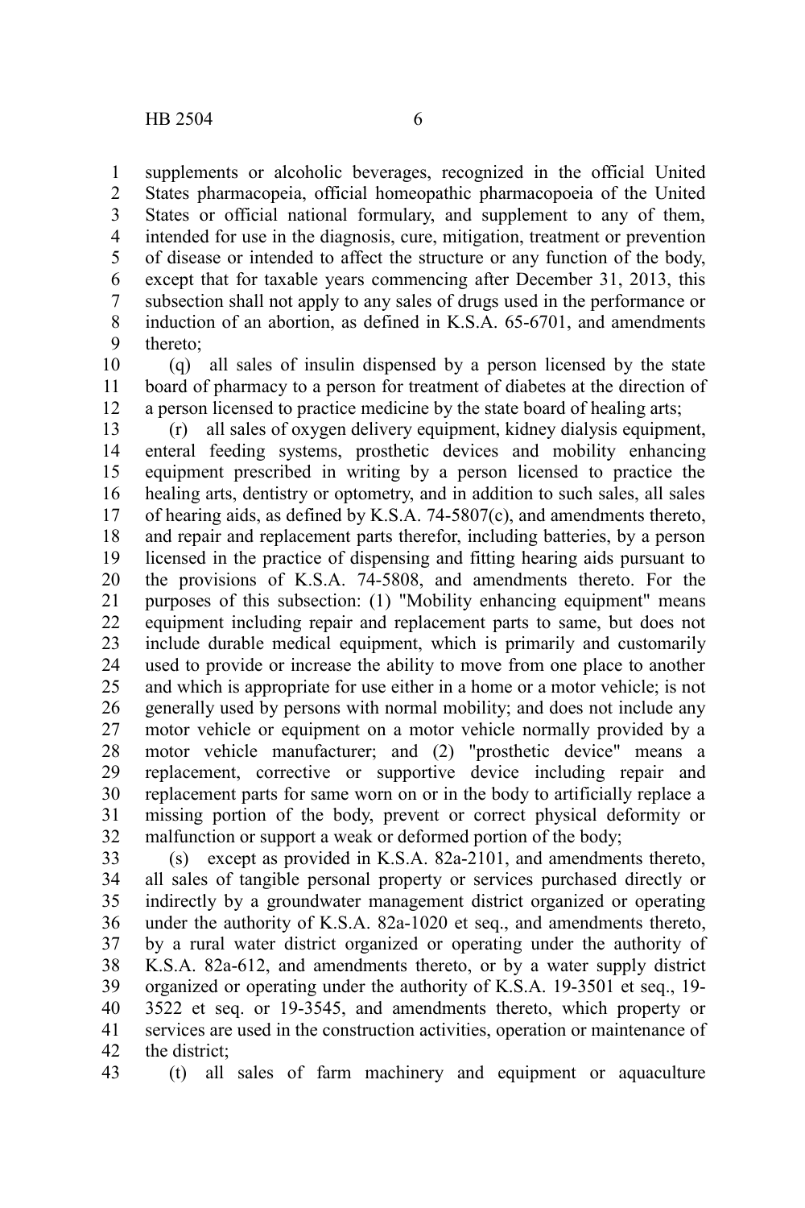supplements or alcoholic beverages, recognized in the official United States pharmacopeia, official homeopathic pharmacopoeia of the United States or official national formulary, and supplement to any of them, intended for use in the diagnosis, cure, mitigation, treatment or prevention of disease or intended to affect the structure or any function of the body, except that for taxable years commencing after December 31, 2013, this subsection shall not apply to any sales of drugs used in the performance or induction of an abortion, as defined in K.S.A. 65-6701, and amendments thereto;

(q) all sales of insulin dispensed by a person licensed by the state board of pharmacy to a person for treatment of diabetes at the direction of a person licensed to practice medicine by the state board of healing arts;

(r) all sales of oxygen delivery equipment, kidney dialysis equipment, enteral feeding systems, prosthetic devices and mobility enhancing equipment prescribed in writing by a person licensed to practice the healing arts, dentistry or optometry, and in addition to such sales, all sales of hearing aids, as defined by K.S.A. 74-5807(c), and amendments thereto, and repair and replacement parts therefor, including batteries, by a person licensed in the practice of dispensing and fitting hearing aids pursuant to the provisions of K.S.A. 74-5808, and amendments thereto. For the purposes of this subsection: (1) "Mobility enhancing equipment" means equipment including repair and replacement parts to same, but does not include durable medical equipment, which is primarily and customarily used to provide or increase the ability to move from one place to another and which is appropriate for use either in a home or a motor vehicle; is not generally used by persons with normal mobility; and does not include any motor vehicle or equipment on a motor vehicle normally provided by a motor vehicle manufacturer; and (2) "prosthetic device" means a replacement, corrective or supportive device including repair and replacement parts for same worn on or in the body to artificially replace a missing portion of the body, prevent or correct physical deformity or malfunction or support a weak or deformed portion of the body;

(s) except as provided in K.S.A. 82a-2101, and amendments thereto, all sales of tangible personal property or services purchased directly or indirectly by a groundwater management district organized or operating under the authority of K.S.A. 82a-1020 et seq., and amendments thereto, by a rural water district organized or operating under the authority of K.S.A. 82a-612, and amendments thereto, or by a water supply district organized or operating under the authority of K.S.A. 19-3501 et seq., 19-3522 et seq. or 19-3545, and amendments thereto, which property or services are used in the construction activities, operation or maintenance of the district;

(t) all sales of farm machinery and equipment or aquaculture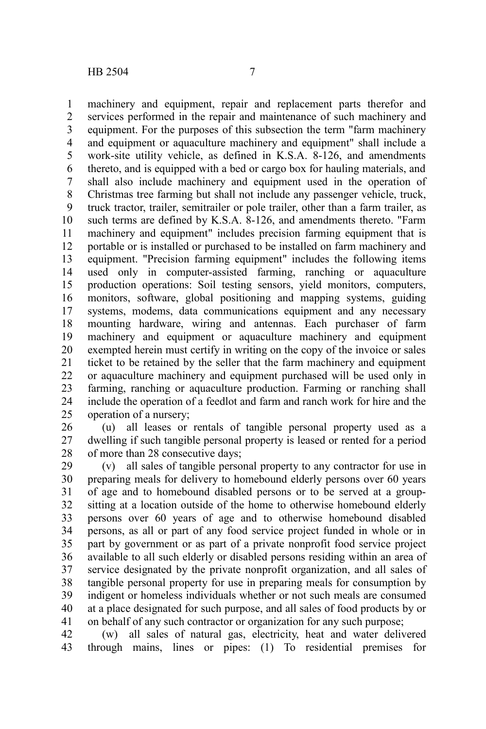machinery and equipment, repair and replacement parts therefor and services performed in the repair and maintenance of such machinery and equipment. For the purposes of this subsection the term "farm machinery and equipment or aquaculture machinery and equipment" shall include a work-site utility vehicle, as defined in K.S.A. 8-126, and amendments thereto, and is equipped with a bed or cargo box for hauling materials, and shall also include machinery and equipment used in the operation of Christmas tree farming but shall not include any passenger vehicle, truck, truck tractor, trailer, semitrailer or pole trailer, other than a farm trailer, as such terms are defined by K.S.A. 8-126, and amendments thereto. "Farm machinery and equipment" includes precision farming equipment that is portable or is installed or purchased to be installed on farm machinery and equipment. "Precision farming equipment" includes the following items used only in computer-assisted farming, ranching or aquaculture production operations: Soil testing sensors, yield monitors, computers, monitors, software, global positioning and mapping systems, guiding systems, modems, data communications equipment and any necessary mounting hardware, wiring and antennas. Each purchaser of farm machinery and equipment or aquaculture machinery and equipment exempted herein must certify in writing on the copy of the invoice or sales ticket to be retained by the seller that the farm machinery and equipment or aquaculture machinery and equipment purchased will be used only in farming, ranching or aquaculture production. Farming or ranching shall include the operation of a feedlot and farm and ranch work for hire and the operation of a nursery;

(u) all leases or rentals of tangible personal property used as a dwelling if such tangible personal property is leased or rented for a period of more than 28 consecutive days;

(v) all sales of tangible personal property to any contractor for use in preparing meals for delivery to homebound elderly persons over 60 years of age and to homebound disabled persons or to be served at a group-sitting at a location outside of the home to otherwise homebound elderly persons over 60 years of age and to otherwise homebound disabled persons, as all or part of any food service project funded in whole or in part by government or as part of a private nonprofit food service project available to all such elderly or disabled persons residing within an area of service designated by the private nonprofit organization, and all sales of tangible personal property for use in preparing meals for consumption by indigent or homeless individuals whether or not such meals are consumed at a place designated for such purpose, and all sales of food products by or on behalf of any such contractor or organization for any such purpose;

(w) all sales of natural gas, electricity, heat and water delivered through mains, lines or pipes: (1) To residential premises for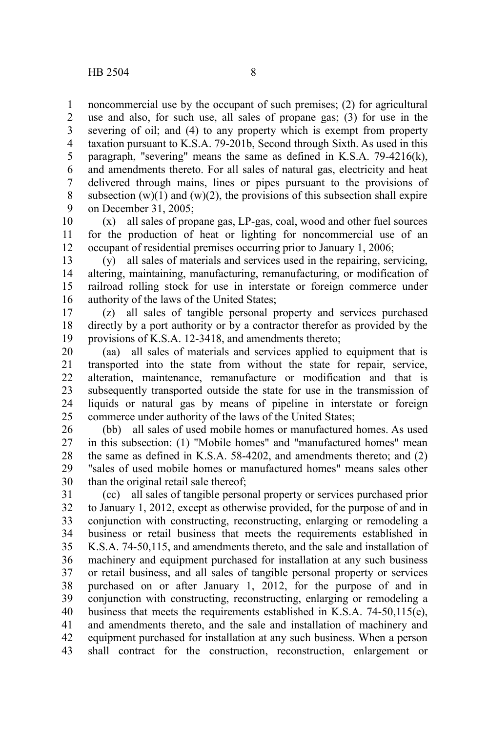noncommercial use by the occupant of such premises; (2) for agricultural use and also, for such use, all sales of propane gas; (3) for use in the severing of oil; and (4) to any property which is exempt from property taxation pursuant to K.S.A. 79-201b, Second through Sixth. As used in this paragraph, "severing" means the same as defined in K.S.A. 79-4216(k), and amendments thereto. For all sales of natural gas, electricity and heat delivered through mains, lines or pipes pursuant to the provisions of subsection (w)(1) and (w)(2), the provisions of this subsection shall expire on December 31, 2005;

(x) all sales of propane gas, LP-gas, coal, wood and other fuel sources for the production of heat or lighting for noncommercial use of an occupant of residential premises occurring prior to January 1, 2006;

(y) all sales of materials and services used in the repairing, servicing, altering, maintaining, manufacturing, remanufacturing, or modification of railroad rolling stock for use in interstate or foreign commerce under authority of the laws of the United States;

(z) all sales of tangible personal property and services purchased directly by a port authority or by a contractor therefor as provided by the provisions of K.S.A. 12-3418, and amendments thereto;

(aa) all sales of materials and services applied to equipment that is transported into the state from without the state for repair, service, alteration, maintenance, remanufacture or modification and that is subsequently transported outside the state for use in the transmission of liquids or natural gas by means of pipeline in interstate or foreign commerce under authority of the laws of the United States;

(bb) all sales of used mobile homes or manufactured homes. As used in this subsection: (1) "Mobile homes" and "manufactured homes" mean the same as defined in K.S.A. 58-4202, and amendments thereto; and (2) "sales of used mobile homes or manufactured homes" means sales other than the original retail sale thereof;

(cc) all sales of tangible personal property or services purchased prior to January 1, 2012, except as otherwise provided, for the purpose of and in conjunction with constructing, reconstructing, enlarging or remodeling a business or retail business that meets the requirements established in K.S.A. 74-50,115, and amendments thereto, and the sale and installation of machinery and equipment purchased for installation at any such business or retail business, and all sales of tangible personal property or services purchased on or after January 1, 2012, for the purpose of and in conjunction with constructing, reconstructing, enlarging or remodeling a business that meets the requirements established in K.S.A. 74-50,115(e), and amendments thereto, and the sale and installation of machinery and equipment purchased for installation at any such business. When a person shall contract for the construction, reconstruction, enlargement or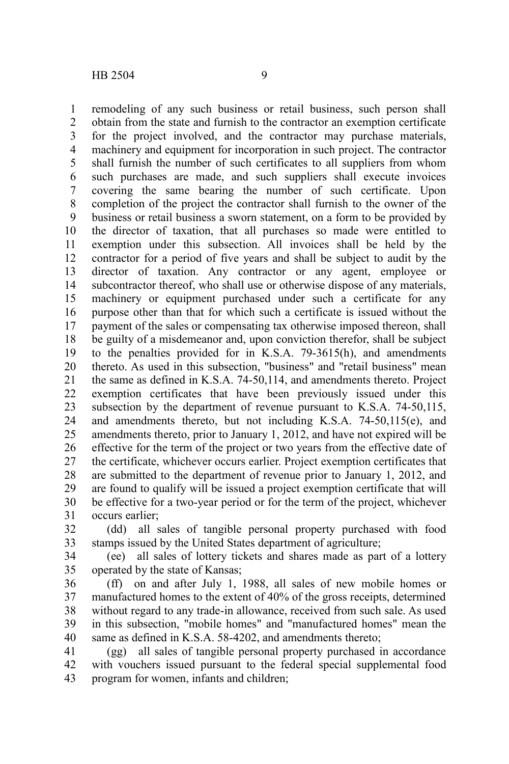remodeling of any such business or retail business, such person shall obtain from the state and furnish to the contractor an exemption certificate for the project involved, and the contractor may purchase materials, machinery and equipment for incorporation in such project. The contractor shall furnish the number of such certificates to all suppliers from whom such purchases are made, and such suppliers shall execute invoices covering the same bearing the number of such certificate. Upon completion of the project the contractor shall furnish to the owner of the business or retail business a sworn statement, on a form to be provided by the director of taxation, that all purchases so made were entitled to exemption under this subsection. All invoices shall be held by the contractor for a period of five years and shall be subject to audit by the director of taxation. Any contractor or any agent, employee or subcontractor thereof, who shall use or otherwise dispose of any materials, machinery or equipment purchased under such a certificate for any purpose other than that for which such a certificate is issued without the payment of the sales or compensating tax otherwise imposed thereon, shall be guilty of a misdemeanor and, upon conviction therefor, shall be subject to the penalties provided for in K.S.A. 79-3615(h), and amendments thereto. As used in this subsection, "business" and "retail business" mean the same as defined in K.S.A. 74-50,114, and amendments thereto. Project exemption certificates that have been previously issued under this subsection by the department of revenue pursuant to K.S.A. 74-50,115, and amendments thereto, but not including K.S.A. 74-50,115(e), and amendments thereto, prior to January 1, 2012, and have not expired will be effective for the term of the project or two years from the effective date of the certificate, whichever occurs earlier. Project exemption certificates that are submitted to the department of revenue prior to January 1, 2012, and are found to qualify will be issued a project exemption certificate that will be effective for a two-year period or for the term of the project, whichever occurs earlier;

(dd) all sales of tangible personal property purchased with food stamps issued by the United States department of agriculture;

(ee) all sales of lottery tickets and shares made as part of a lottery operated by the state of Kansas;

(ff) on and after July 1, 1988, all sales of new mobile homes or manufactured homes to the extent of 40% of the gross receipts, determined without regard to any trade-in allowance, received from such sale. As used in this subsection, "mobile homes" and "manufactured homes" mean the same as defined in K.S.A. 58-4202, and amendments thereto;

(gg) all sales of tangible personal property purchased in accordance with vouchers issued pursuant to the federal special supplemental food program for women, infants and children;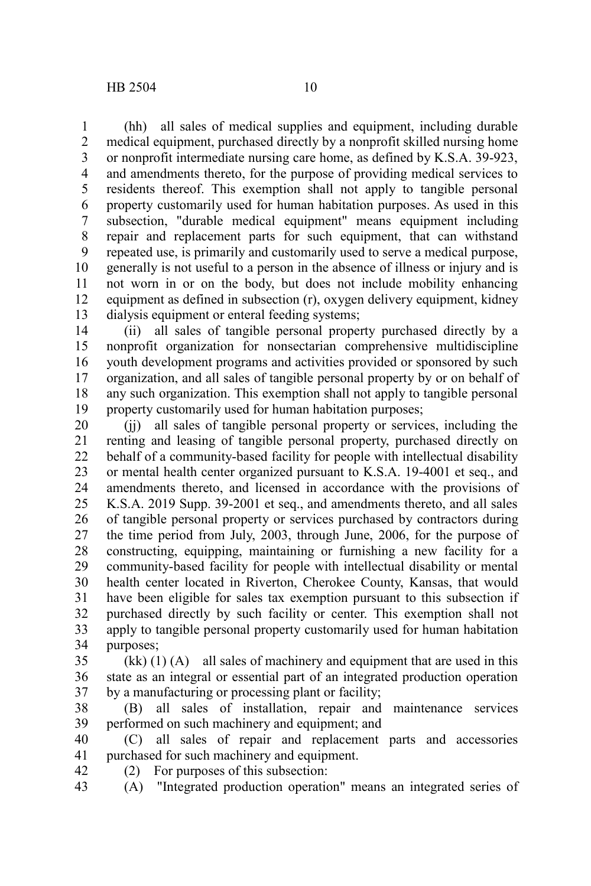(hh) all sales of medical supplies and equipment, including durable medical equipment, purchased directly by a nonprofit skilled nursing home or nonprofit intermediate nursing care home, as defined by K.S.A. 39-923, and amendments thereto, for the purpose of providing medical services to residents thereof. This exemption shall not apply to tangible personal property customarily used for human habitation purposes. As used in this subsection, "durable medical equipment" means equipment including repair and replacement parts for such equipment, that can withstand repeated use, is primarily and customarily used to serve a medical purpose, generally is not useful to a person in the absence of illness or injury and is not worn in or on the body, but does not include mobility enhancing equipment as defined in subsection (r), oxygen delivery equipment, kidney dialysis equipment or enteral feeding systems;

(ii) all sales of tangible personal property purchased directly by a nonprofit organization for nonsectarian comprehensive multidiscipline youth development programs and activities provided or sponsored by such organization, and all sales of tangible personal property by or on behalf of any such organization. This exemption shall not apply to tangible personal property customarily used for human habitation purposes;

(jj) all sales of tangible personal property or services, including the renting and leasing of tangible personal property, purchased directly on behalf of a community-based facility for people with intellectual disability or mental health center organized pursuant to K.S.A. 19-4001 et seq., and amendments thereto, and licensed in accordance with the provisions of K.S.A. 2019 Supp. 39-2001 et seq., and amendments thereto, and all sales of tangible personal property or services purchased by contractors during the time period from July, 2003, through June, 2006, for the purpose of constructing, equipping, maintaining or furnishing a new facility for a community-based facility for people with intellectual disability or mental health center located in Riverton, Cherokee County, Kansas, that would have been eligible for sales tax exemption pursuant to this subsection if purchased directly by such facility or center. This exemption shall not apply to tangible personal property customarily used for human habitation purposes;

(kk) (1) (A) all sales of machinery and equipment that are used in this state as an integral or essential part of an integrated production operation by a manufacturing or processing plant or facility;

(B) all sales of installation, repair and maintenance services performed on such machinery and equipment; and

(C) all sales of repair and replacement parts and accessories purchased for such machinery and equipment.

(2) For purposes of this subsection:

(A) "Integrated production operation" means an integrated series of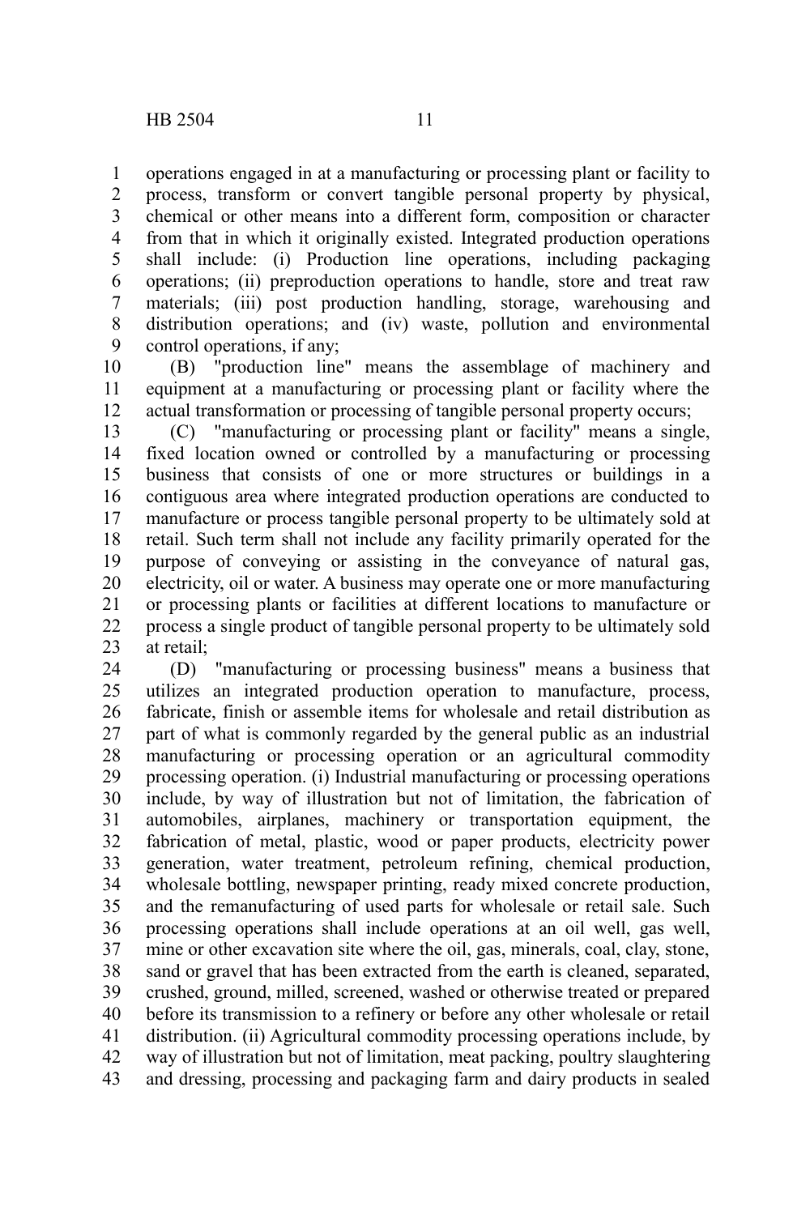operations engaged in at a manufacturing or processing plant or facility to process, transform or convert tangible personal property by physical, chemical or other means into a different form, composition or character from that in which it originally existed. Integrated production operations shall include: (i) Production line operations, including packaging operations; (ii) preproduction operations to handle, store and treat raw materials; (iii) post production handling, storage, warehousing and distribution operations; and (iv) waste, pollution and environmental control operations, if any;

(B) "production line" means the assemblage of machinery and equipment at a manufacturing or processing plant or facility where the actual transformation or processing of tangible personal property occurs;

(C) "manufacturing or processing plant or facility" means a single, fixed location owned or controlled by a manufacturing or processing business that consists of one or more structures or buildings in a contiguous area where integrated production operations are conducted to manufacture or process tangible personal property to be ultimately sold at retail. Such term shall not include any facility primarily operated for the purpose of conveying or assisting in the conveyance of natural gas, electricity, oil or water. A business may operate one or more manufacturing or processing plants or facilities at different locations to manufacture or process a single product of tangible personal property to be ultimately sold at retail;

(D) "manufacturing or processing business" means a business that utilizes an integrated production operation to manufacture, process, fabricate, finish or assemble items for wholesale and retail distribution as part of what is commonly regarded by the general public as an industrial manufacturing or processing operation or an agricultural commodity processing operation. (i) Industrial manufacturing or processing operations include, by way of illustration but not of limitation, the fabrication of automobiles, airplanes, machinery or transportation equipment, the fabrication of metal, plastic, wood or paper products, electricity power generation, water treatment, petroleum refining, chemical production, wholesale bottling, newspaper printing, ready mixed concrete production, and the remanufacturing of used parts for wholesale or retail sale. Such processing operations shall include operations at an oil well, gas well, mine or other excavation site where the oil, gas, minerals, coal, clay, stone, sand or gravel that has been extracted from the earth is cleaned, separated, crushed, ground, milled, screened, washed or otherwise treated or prepared before its transmission to a refinery or before any other wholesale or retail distribution. (ii) Agricultural commodity processing operations include, by way of illustration but not of limitation, meat packing, poultry slaughtering and dressing, processing and packaging farm and dairy products in sealed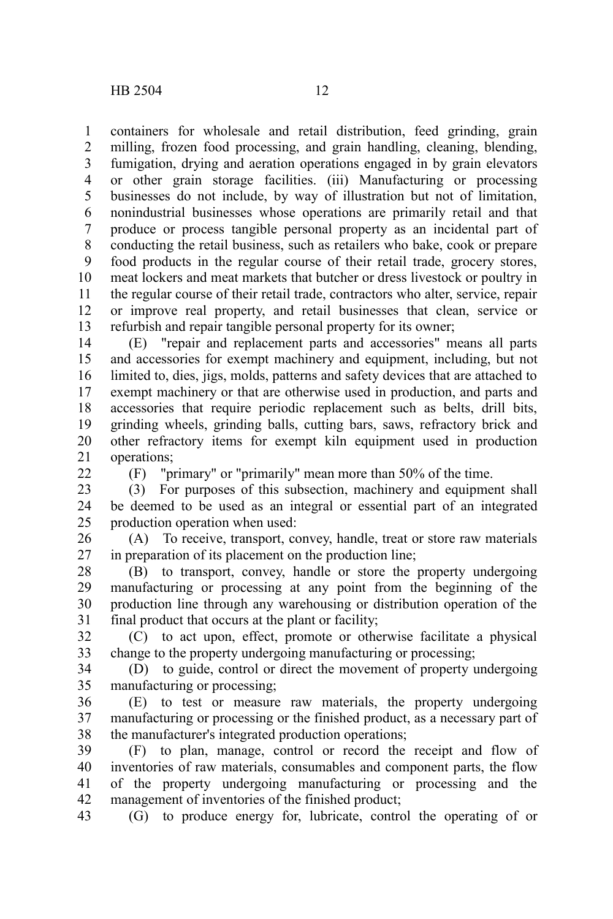containers for wholesale and retail distribution, feed grinding, grain milling, frozen food processing, and grain handling, cleaning, blending, fumigation, drying and aeration operations engaged in by grain elevators or other grain storage facilities. (iii) Manufacturing or processing businesses do not include, by way of illustration but not of limitation, nonindustrial businesses whose operations are primarily retail and that produce or process tangible personal property as an incidental part of conducting the retail business, such as retailers who bake, cook or prepare food products in the regular course of their retail trade, grocery stores, meat lockers and meat markets that butcher or dress livestock or poultry in the regular course of their retail trade, contractors who alter, service, repair or improve real property, and retail businesses that clean, service or refurbish and repair tangible personal property for its owner;

(E) "repair and replacement parts and accessories" means all parts and accessories for exempt machinery and equipment, including, but not limited to, dies, jigs, molds, patterns and safety devices that are attached to exempt machinery or that are otherwise used in production, and parts and accessories that require periodic replacement such as belts, drill bits, grinding wheels, grinding balls, cutting bars, saws, refractory brick and other refractory items for exempt kiln equipment used in production operations;

(F) "primary" or "primarily" mean more than 50% of the time.

(3) For purposes of this subsection, machinery and equipment shall be deemed to be used as an integral or essential part of an integrated production operation when used:

(A) To receive, transport, convey, handle, treat or store raw materials in preparation of its placement on the production line;

(B) to transport, convey, handle or store the property undergoing manufacturing or processing at any point from the beginning of the production line through any warehousing or distribution operation of the final product that occurs at the plant or facility;

(C) to act upon, effect, promote or otherwise facilitate a physical change to the property undergoing manufacturing or processing;

(D) to guide, control or direct the movement of property undergoing manufacturing or processing;

(E) to test or measure raw materials, the property undergoing manufacturing or processing or the finished product, as a necessary part of the manufacturer's integrated production operations;

(F) to plan, manage, control or record the receipt and flow of inventories of raw materials, consumables and component parts, the flow of the property undergoing manufacturing or processing and the management of inventories of the finished product;

(G) to produce energy for, lubricate, control the operating of or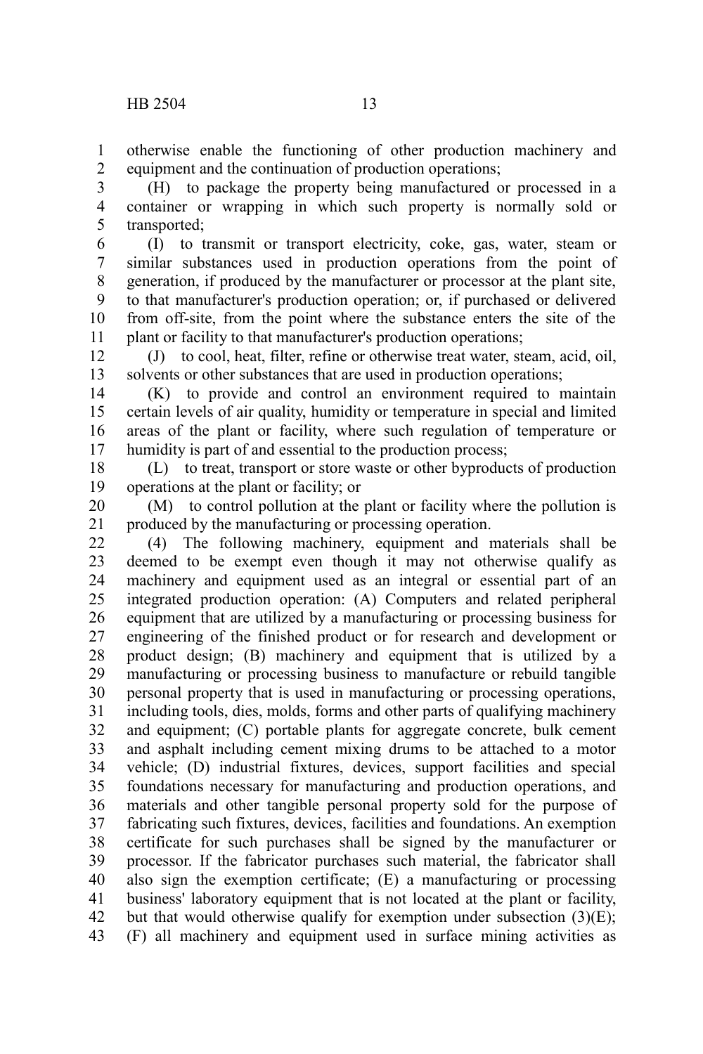otherwise enable the functioning of other production machinery and equipment and the continuation of production operations;

(H) to package the property being manufactured or processed in a container or wrapping in which such property is normally sold or transported;

(I) to transmit or transport electricity, coke, gas, water, steam or similar substances used in production operations from the point of generation, if produced by the manufacturer or processor at the plant site, to that manufacturer's production operation; or, if purchased or delivered from off-site, from the point where the substance enters the site of the plant or facility to that manufacturer's production operations;

(J) to cool, heat, filter, refine or otherwise treat water, steam, acid, oil, solvents or other substances that are used in production operations;

(K) to provide and control an environment required to maintain certain levels of air quality, humidity or temperature in special and limited areas of the plant or facility, where such regulation of temperature or humidity is part of and essential to the production process;

(L) to treat, transport or store waste or other byproducts of production operations at the plant or facility; or

(M) to control pollution at the plant or facility where the pollution is produced by the manufacturing or processing operation.

(4) The following machinery, equipment and materials shall be deemed to be exempt even though it may not otherwise qualify as machinery and equipment used as an integral or essential part of an integrated production operation: (A) Computers and related peripheral equipment that are utilized by a manufacturing or processing business for engineering of the finished product or for research and development or product design; (B) machinery and equipment that is utilized by a manufacturing or processing business to manufacture or rebuild tangible personal property that is used in manufacturing or processing operations, including tools, dies, molds, forms and other parts of qualifying machinery and equipment; (C) portable plants for aggregate concrete, bulk cement and asphalt including cement mixing drums to be attached to a motor vehicle; (D) industrial fixtures, devices, support facilities and special foundations necessary for manufacturing and production operations, and materials and other tangible personal property sold for the purpose of fabricating such fixtures, devices, facilities and foundations. An exemption certificate for such purchases shall be signed by the manufacturer or processor. If the fabricator purchases such material, the fabricator shall also sign the exemption certificate; (E) a manufacturing or processing business' laboratory equipment that is not located at the plant or facility, but that would otherwise qualify for exemption under subsection (3)(E); (F) all machinery and equipment used in surface mining activities as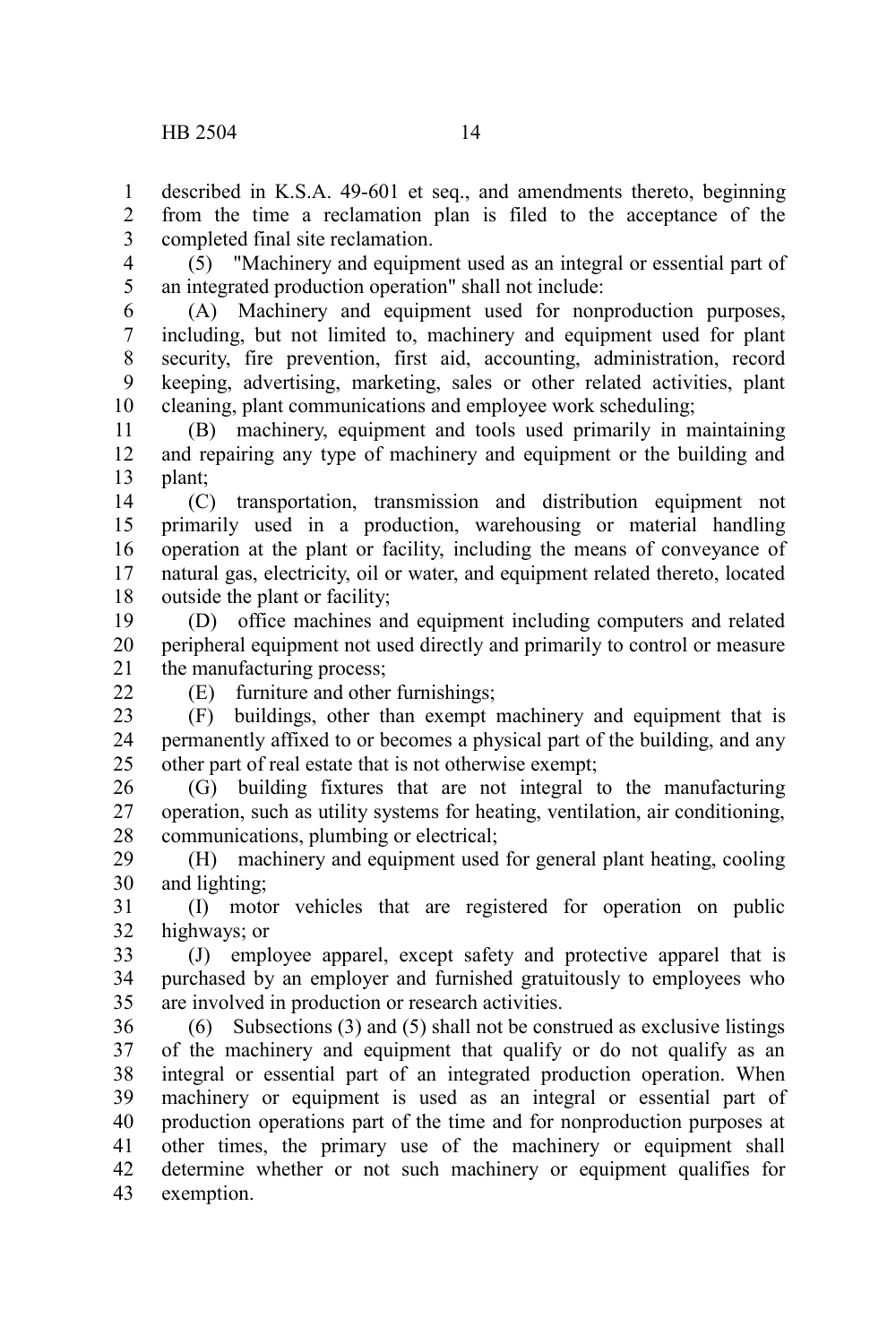described in K.S.A. 49-601 et seq., and amendments thereto, beginning from the time a reclamation plan is filed to the acceptance of the completed final site reclamation.

(5) "Machinery and equipment used as an integral or essential part of an integrated production operation" shall not include:

(A) Machinery and equipment used for nonproduction purposes, including, but not limited to, machinery and equipment used for plant security, fire prevention, first aid, accounting, administration, record keeping, advertising, marketing, sales or other related activities, plant cleaning, plant communications and employee work scheduling;

(B) machinery, equipment and tools used primarily in maintaining and repairing any type of machinery and equipment or the building and plant;

(C) transportation, transmission and distribution equipment not primarily used in a production, warehousing or material handling operation at the plant or facility, including the means of conveyance of natural gas, electricity, oil or water, and equipment related thereto, located outside the plant or facility;

(D) office machines and equipment including computers and related peripheral equipment not used directly and primarily to control or measure the manufacturing process;

(E) furniture and other furnishings;

(F) buildings, other than exempt machinery and equipment that is permanently affixed to or becomes a physical part of the building, and any other part of real estate that is not otherwise exempt;

(G) building fixtures that are not integral to the manufacturing operation, such as utility systems for heating, ventilation, air conditioning, communications, plumbing or electrical;

(H) machinery and equipment used for general plant heating, cooling and lighting;

(I) motor vehicles that are registered for operation on public highways; or

(J) employee apparel, except safety and protective apparel that is purchased by an employer and furnished gratuitously to employees who are involved in production or research activities.

(6) Subsections (3) and (5) shall not be construed as exclusive listings of the machinery and equipment that qualify or do not qualify as an integral or essential part of an integrated production operation. When machinery or equipment is used as an integral or essential part of production operations part of the time and for nonproduction purposes at other times, the primary use of the machinery or equipment shall determine whether or not such machinery or equipment qualifies for exemption.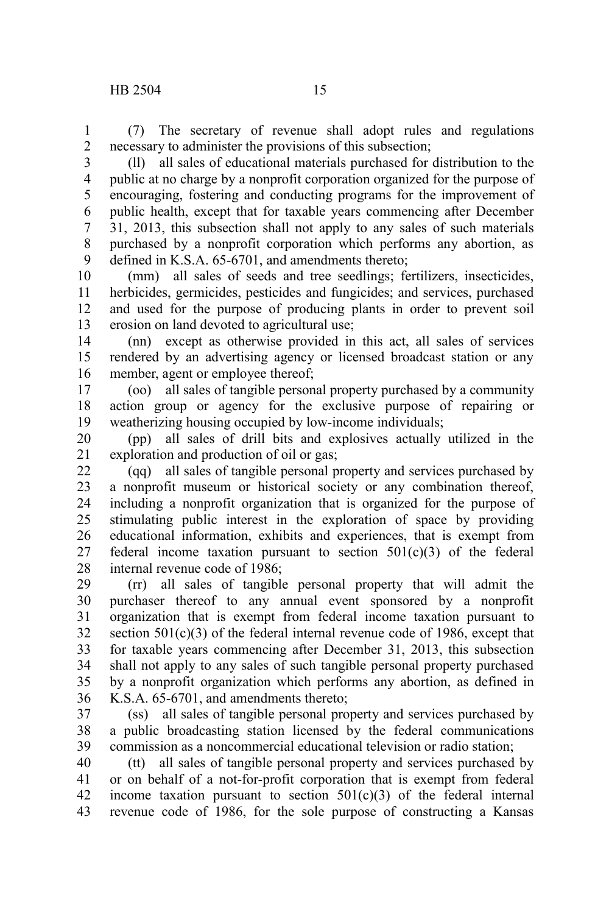(7) The secretary of revenue shall adopt rules and regulations necessary to administer the provisions of this subsection;

(ll) all sales of educational materials purchased for distribution to the public at no charge by a nonprofit corporation organized for the purpose of encouraging, fostering and conducting programs for the improvement of public health, except that for taxable years commencing after December 31, 2013, this subsection shall not apply to any sales of such materials purchased by a nonprofit corporation which performs any abortion, as defined in K.S.A. 65-6701, and amendments thereto;

(mm) all sales of seeds and tree seedlings; fertilizers, insecticides, herbicides, germicides, pesticides and fungicides; and services, purchased and used for the purpose of producing plants in order to prevent soil erosion on land devoted to agricultural use;

(nn) except as otherwise provided in this act, all sales of services rendered by an advertising agency or licensed broadcast station or any member, agent or employee thereof;

(oo) all sales of tangible personal property purchased by a community action group or agency for the exclusive purpose of repairing or weatherizing housing occupied by low-income individuals;

(pp) all sales of drill bits and explosives actually utilized in the exploration and production of oil or gas;

(qq) all sales of tangible personal property and services purchased by a nonprofit museum or historical society or any combination thereof, including a nonprofit organization that is organized for the purpose of stimulating public interest in the exploration of space by providing educational information, exhibits and experiences, that is exempt from federal income taxation pursuant to section 501(c)(3) of the federal internal revenue code of 1986;

(rr) all sales of tangible personal property that will admit the purchaser thereof to any annual event sponsored by a nonprofit organization that is exempt from federal income taxation pursuant to section 501(c)(3) of the federal internal revenue code of 1986, except that for taxable years commencing after December 31, 2013, this subsection shall not apply to any sales of such tangible personal property purchased by a nonprofit organization which performs any abortion, as defined in K.S.A. 65-6701, and amendments thereto;

(ss) all sales of tangible personal property and services purchased by a public broadcasting station licensed by the federal communications commission as a noncommercial educational television or radio station;

(tt) all sales of tangible personal property and services purchased by or on behalf of a not-for-profit corporation that is exempt from federal income taxation pursuant to section 501(c)(3) of the federal internal revenue code of 1986, for the sole purpose of constructing a Kansas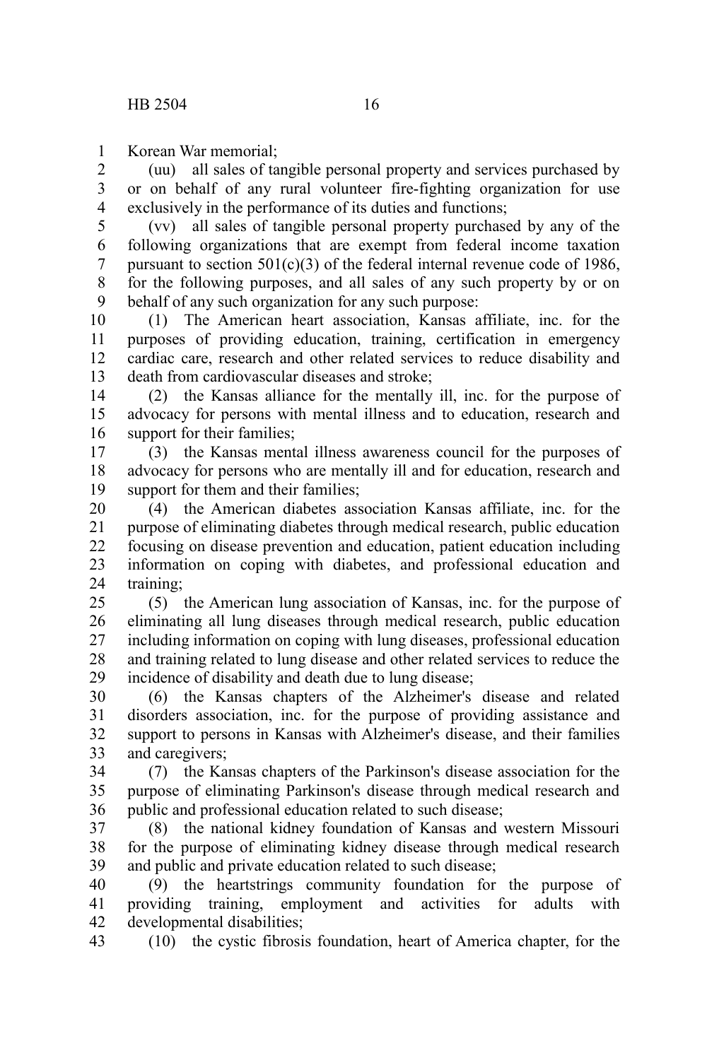Korean War memorial;

(uu) all sales of tangible personal property and services purchased by or on behalf of any rural volunteer fire-fighting organization for use exclusively in the performance of its duties and functions;

(vv) all sales of tangible personal property purchased by any of the following organizations that are exempt from federal income taxation pursuant to section 501(c)(3) of the federal internal revenue code of 1986, for the following purposes, and all sales of any such property by or on behalf of any such organization for any such purpose:

(1) The American heart association, Kansas affiliate, inc. for the purposes of providing education, training, certification in emergency cardiac care, research and other related services to reduce disability and death from cardiovascular diseases and stroke;

(2) the Kansas alliance for the mentally ill, inc. for the purpose of advocacy for persons with mental illness and to education, research and support for their families;

(3) the Kansas mental illness awareness council for the purposes of advocacy for persons who are mentally ill and for education, research and support for them and their families;

(4) the American diabetes association Kansas affiliate, inc. for the purpose of eliminating diabetes through medical research, public education focusing on disease prevention and education, patient education including information on coping with diabetes, and professional education and training;

(5) the American lung association of Kansas, inc. for the purpose of eliminating all lung diseases through medical research, public education including information on coping with lung diseases, professional education and training related to lung disease and other related services to reduce the incidence of disability and death due to lung disease;

(6) the Kansas chapters of the Alzheimer's disease and related disorders association, inc. for the purpose of providing assistance and support to persons in Kansas with Alzheimer's disease, and their families and caregivers;

(7) the Kansas chapters of the Parkinson's disease association for the purpose of eliminating Parkinson's disease through medical research and public and professional education related to such disease;

(8) the national kidney foundation of Kansas and western Missouri for the purpose of eliminating kidney disease through medical research and public and private education related to such disease;

(9) the heartstrings community foundation for the purpose of providing training, employment and activities for adults with developmental disabilities;

(10) the cystic fibrosis foundation, heart of America chapter, for the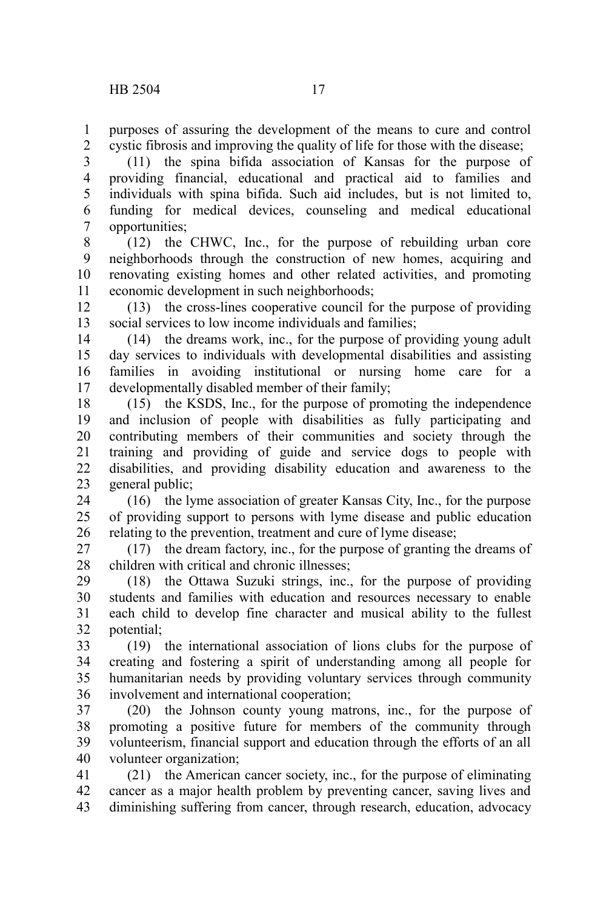purposes of assuring the development of the means to cure and control cystic fibrosis and improving the quality of life for those with the disease;

(11) the spina bifida association of Kansas for the purpose of providing financial, educational and practical aid to families and individuals with spina bifida. Such aid includes, but is not limited to, funding for medical devices, counseling and medical educational opportunities;

(12) the CHWC, Inc., for the purpose of rebuilding urban core neighborhoods through the construction of new homes, acquiring and renovating existing homes and other related activities, and promoting economic development in such neighborhoods;

(13) the cross-lines cooperative council for the purpose of providing social services to low income individuals and families;

(14) the dreams work, inc., for the purpose of providing young adult day services to individuals with developmental disabilities and assisting families in avoiding institutional or nursing home care for a developmentally disabled member of their family;

(15) the KSDS, Inc., for the purpose of promoting the independence and inclusion of people with disabilities as fully participating and contributing members of their communities and society through the training and providing of guide and service dogs to people with disabilities, and providing disability education and awareness to the general public;

(16) the lyme association of greater Kansas City, Inc., for the purpose of providing support to persons with lyme disease and public education relating to the prevention, treatment and cure of lyme disease;

(17) the dream factory, inc., for the purpose of granting the dreams of children with critical and chronic illnesses;

(18) the Ottawa Suzuki strings, inc., for the purpose of providing students and families with education and resources necessary to enable each child to develop fine character and musical ability to the fullest potential;

(19) the international association of lions clubs for the purpose of creating and fostering a spirit of understanding among all people for humanitarian needs by providing voluntary services through community involvement and international cooperation;

(20) the Johnson county young matrons, inc., for the purpose of promoting a positive future for members of the community through volunteerism, financial support and education through the efforts of an all volunteer organization;

(21) the American cancer society, inc., for the purpose of eliminating cancer as a major health problem by preventing cancer, saving lives and diminishing suffering from cancer, through research, education, advocacy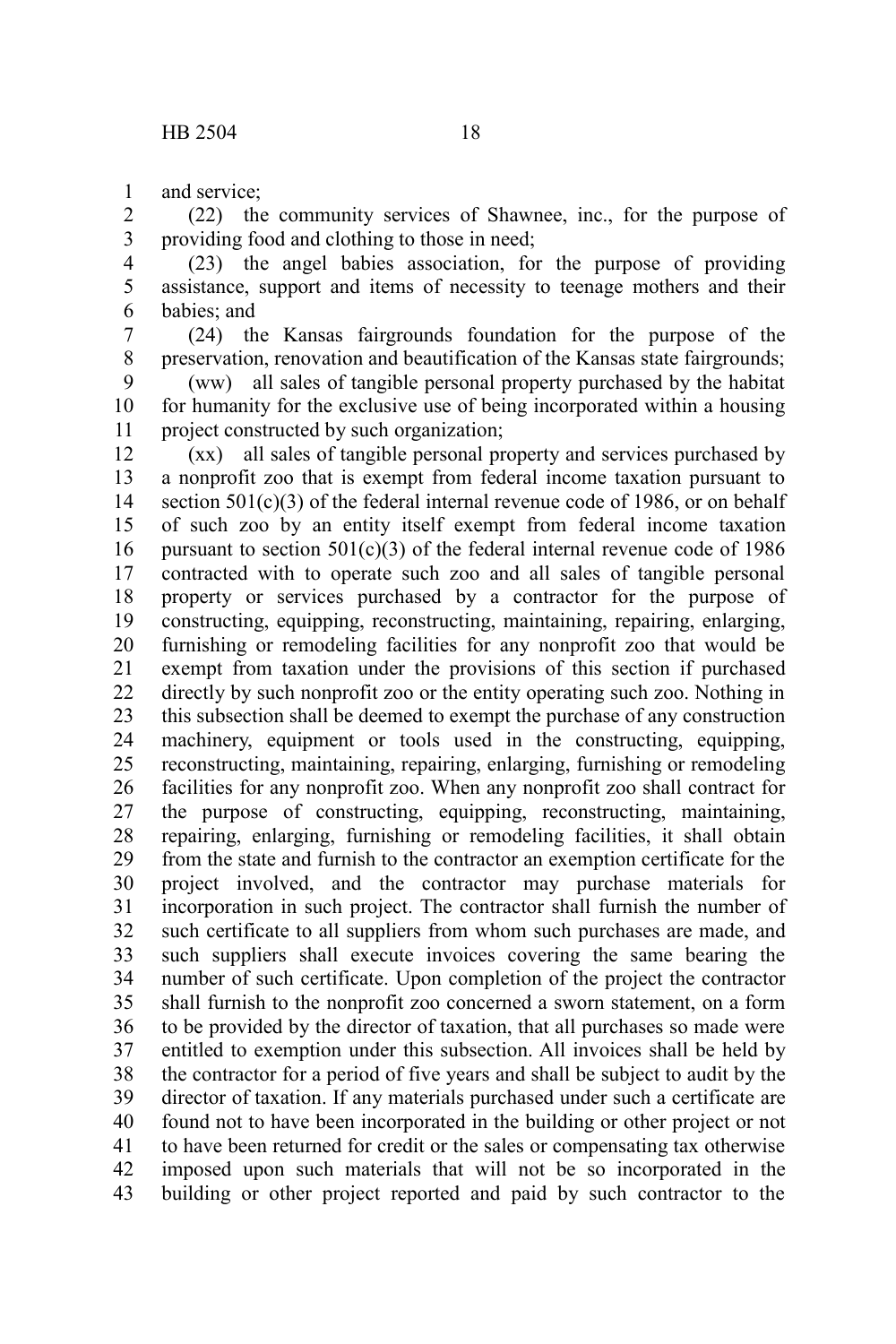and service;

(22) the community services of Shawnee, inc., for the purpose of providing food and clothing to those in need;

(23) the angel babies association, for the purpose of providing assistance, support and items of necessity to teenage mothers and their babies; and

(24) the Kansas fairgrounds foundation for the purpose of the preservation, renovation and beautification of the Kansas state fairgrounds;

(ww) all sales of tangible personal property purchased by the habitat for humanity for the exclusive use of being incorporated within a housing project constructed by such organization;

(xx) all sales of tangible personal property and services purchased by a nonprofit zoo that is exempt from federal income taxation pursuant to section 501(c)(3) of the federal internal revenue code of 1986, or on behalf of such zoo by an entity itself exempt from federal income taxation pursuant to section 501(c)(3) of the federal internal revenue code of 1986 contracted with to operate such zoo and all sales of tangible personal property or services purchased by a contractor for the purpose of constructing, equipping, reconstructing, maintaining, repairing, enlarging, furnishing or remodeling facilities for any nonprofit zoo that would be exempt from taxation under the provisions of this section if purchased directly by such nonprofit zoo or the entity operating such zoo. Nothing in this subsection shall be deemed to exempt the purchase of any construction machinery, equipment or tools used in the constructing, equipping, reconstructing, maintaining, repairing, enlarging, furnishing or remodeling facilities for any nonprofit zoo. When any nonprofit zoo shall contract for the purpose of constructing, equipping, reconstructing, maintaining, repairing, enlarging, furnishing or remodeling facilities, it shall obtain from the state and furnish to the contractor an exemption certificate for the project involved, and the contractor may purchase materials for incorporation in such project. The contractor shall furnish the number of such certificate to all suppliers from whom such purchases are made, and such suppliers shall execute invoices covering the same bearing the number of such certificate. Upon completion of the project the contractor shall furnish to the nonprofit zoo concerned a sworn statement, on a form to be provided by the director of taxation, that all purchases so made were entitled to exemption under this subsection. All invoices shall be held by the contractor for a period of five years and shall be subject to audit by the director of taxation. If any materials purchased under such a certificate are found not to have been incorporated in the building or other project or not to have been returned for credit or the sales or compensating tax otherwise imposed upon such materials that will not be so incorporated in the building or other project reported and paid by such contractor to the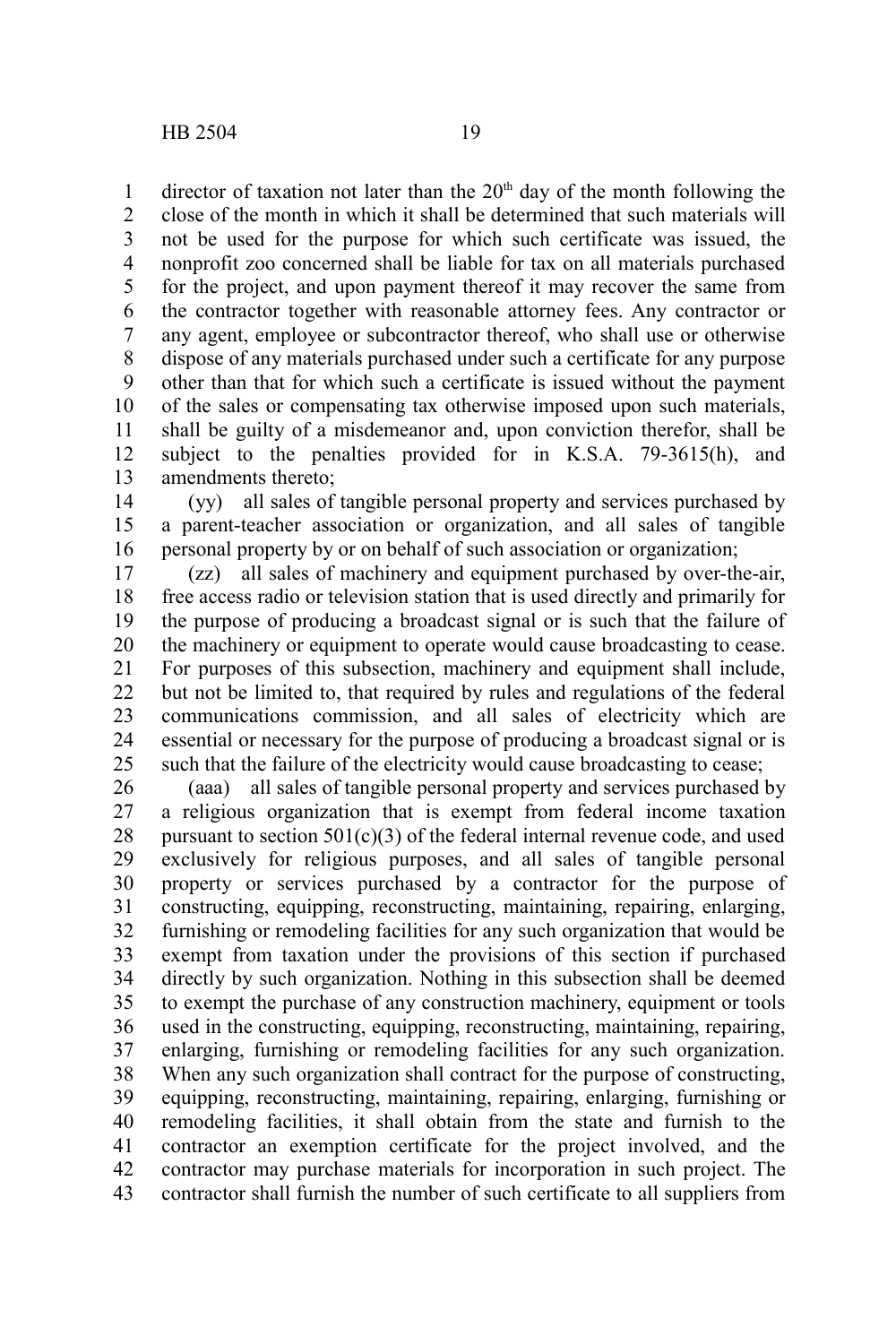director of taxation not later than the 20th day of the month following the close of the month in which it shall be determined that such materials will not be used for the purpose for which such certificate was issued, the nonprofit zoo concerned shall be liable for tax on all materials purchased for the project, and upon payment thereof it may recover the same from the contractor together with reasonable attorney fees. Any contractor or any agent, employee or subcontractor thereof, who shall use or otherwise dispose of any materials purchased under such a certificate for any purpose other than that for which such a certificate is issued without the payment of the sales or compensating tax otherwise imposed upon such materials, shall be guilty of a misdemeanor and, upon conviction therefor, shall be subject to the penalties provided for in K.S.A. 79-3615(h), and amendments thereto;

(yy) all sales of tangible personal property and services purchased by a parent-teacher association or organization, and all sales of tangible personal property by or on behalf of such association or organization;

(zz) all sales of machinery and equipment purchased by over-the-air, free access radio or television station that is used directly and primarily for the purpose of producing a broadcast signal or is such that the failure of the machinery or equipment to operate would cause broadcasting to cease. For purposes of this subsection, machinery and equipment shall include, but not be limited to, that required by rules and regulations of the federal communications commission, and all sales of electricity which are essential or necessary for the purpose of producing a broadcast signal or is such that the failure of the electricity would cause broadcasting to cease;

(aaa) all sales of tangible personal property and services purchased by a religious organization that is exempt from federal income taxation pursuant to section 501(c)(3) of the federal internal revenue code, and used exclusively for religious purposes, and all sales of tangible personal property or services purchased by a contractor for the purpose of constructing, equipping, reconstructing, maintaining, repairing, enlarging, furnishing or remodeling facilities for any such organization that would be exempt from taxation under the provisions of this section if purchased directly by such organization. Nothing in this subsection shall be deemed to exempt the purchase of any construction machinery, equipment or tools used in the constructing, equipping, reconstructing, maintaining, repairing, enlarging, furnishing or remodeling facilities for any such organization. When any such organization shall contract for the purpose of constructing, equipping, reconstructing, maintaining, repairing, enlarging, furnishing or remodeling facilities, it shall obtain from the state and furnish to the contractor an exemption certificate for the project involved, and the contractor may purchase materials for incorporation in such project. The contractor shall furnish the number of such certificate to all suppliers from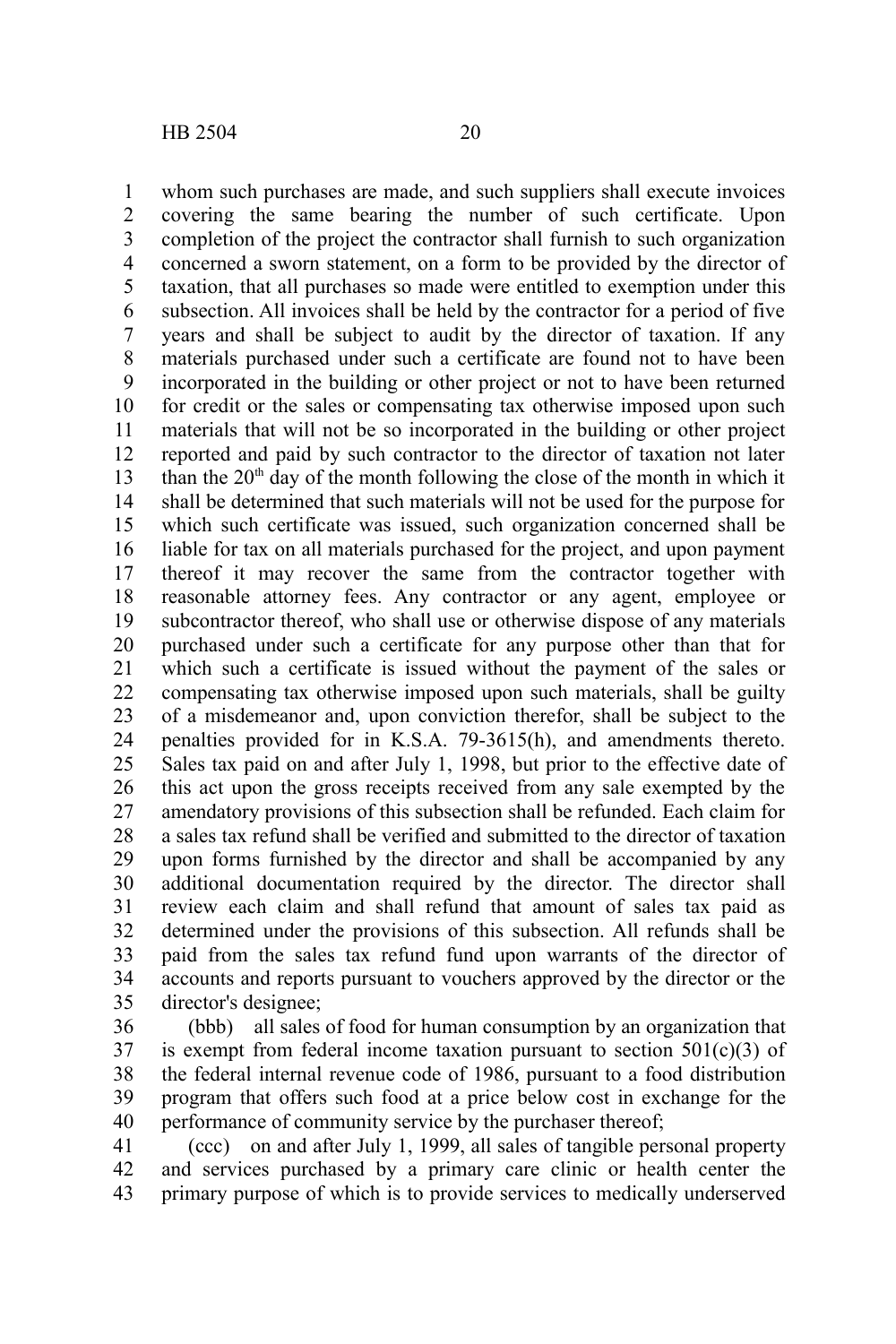whom such purchases are made, and such suppliers shall execute invoices covering the same bearing the number of such certificate. Upon completion of the project the contractor shall furnish to such organization concerned a sworn statement, on a form to be provided by the director of taxation, that all purchases so made were entitled to exemption under this subsection. All invoices shall be held by the contractor for a period of five years and shall be subject to audit by the director of taxation. If any materials purchased under such a certificate are found not to have been incorporated in the building or other project or not to have been returned for credit or the sales or compensating tax otherwise imposed upon such materials that will not be so incorporated in the building or other project reported and paid by such contractor to the director of taxation not later than the 20th day of the month following the close of the month in which it shall be determined that such materials will not be used for the purpose for which such certificate was issued, such organization concerned shall be liable for tax on all materials purchased for the project, and upon payment thereof it may recover the same from the contractor together with reasonable attorney fees. Any contractor or any agent, employee or subcontractor thereof, who shall use or otherwise dispose of any materials purchased under such a certificate for any purpose other than that for which such a certificate is issued without the payment of the sales or compensating tax otherwise imposed upon such materials, shall be guilty of a misdemeanor and, upon conviction therefor, shall be subject to the penalties provided for in K.S.A. 79-3615(h), and amendments thereto. Sales tax paid on and after July 1, 1998, but prior to the effective date of this act upon the gross receipts received from any sale exempted by the amendatory provisions of this subsection shall be refunded. Each claim for a sales tax refund shall be verified and submitted to the director of taxation upon forms furnished by the director and shall be accompanied by any additional documentation required by the director. The director shall review each claim and shall refund that amount of sales tax paid as determined under the provisions of this subsection. All refunds shall be paid from the sales tax refund fund upon warrants of the director of accounts and reports pursuant to vouchers approved by the director or the director's designee;

(bbb) all sales of food for human consumption by an organization that is exempt from federal income taxation pursuant to section 501(c)(3) of the federal internal revenue code of 1986, pursuant to a food distribution program that offers such food at a price below cost in exchange for the performance of community service by the purchaser thereof;

(ccc) on and after July 1, 1999, all sales of tangible personal property and services purchased by a primary care clinic or health center the primary purpose of which is to provide services to medically underserved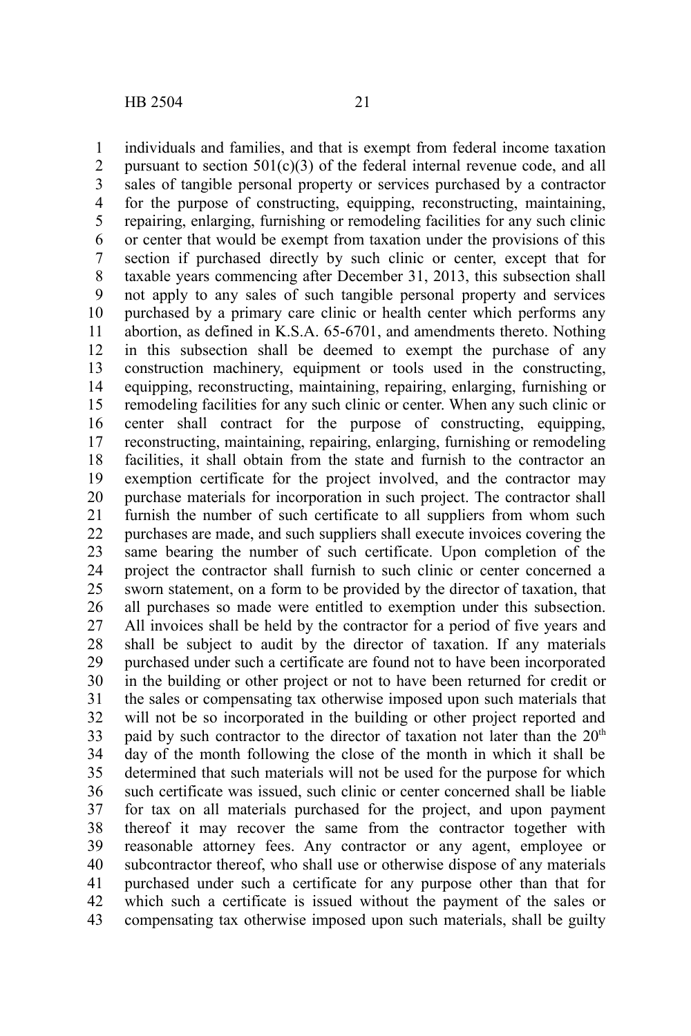individuals and families, and that is exempt from federal income taxation pursuant to section 501(c)(3) of the federal internal revenue code, and all sales of tangible personal property or services purchased by a contractor for the purpose of constructing, equipping, reconstructing, maintaining, repairing, enlarging, furnishing or remodeling facilities for any such clinic or center that would be exempt from taxation under the provisions of this section if purchased directly by such clinic or center, except that for taxable years commencing after December 31, 2013, this subsection shall not apply to any sales of such tangible personal property and services purchased by a primary care clinic or health center which performs any abortion, as defined in K.S.A. 65-6701, and amendments thereto. Nothing in this subsection shall be deemed to exempt the purchase of any construction machinery, equipment or tools used in the constructing, equipping, reconstructing, maintaining, repairing, enlarging, furnishing or remodeling facilities for any such clinic or center. When any such clinic or center shall contract for the purpose of constructing, equipping, reconstructing, maintaining, repairing, enlarging, furnishing or remodeling facilities, it shall obtain from the state and furnish to the contractor an exemption certificate for the project involved, and the contractor may purchase materials for incorporation in such project. The contractor shall furnish the number of such certificate to all suppliers from whom such purchases are made, and such suppliers shall execute invoices covering the same bearing the number of such certificate. Upon completion of the project the contractor shall furnish to such clinic or center concerned a sworn statement, on a form to be provided by the director of taxation, that all purchases so made were entitled to exemption under this subsection. All invoices shall be held by the contractor for a period of five years and shall be subject to audit by the director of taxation. If any materials purchased under such a certificate are found not to have been incorporated in the building or other project or not to have been returned for credit or the sales or compensating tax otherwise imposed upon such materials that will not be so incorporated in the building or other project reported and paid by such contractor to the director of taxation not later than the 20th day of the month following the close of the month in which it shall be determined that such materials will not be used for the purpose for which such certificate was issued, such clinic or center concerned shall be liable for tax on all materials purchased for the project, and upon payment thereof it may recover the same from the contractor together with reasonable attorney fees. Any contractor or any agent, employee or subcontractor thereof, who shall use or otherwise dispose of any materials purchased under such a certificate for any purpose other than that for which such a certificate is issued without the payment of the sales or compensating tax otherwise imposed upon such materials, shall be guilty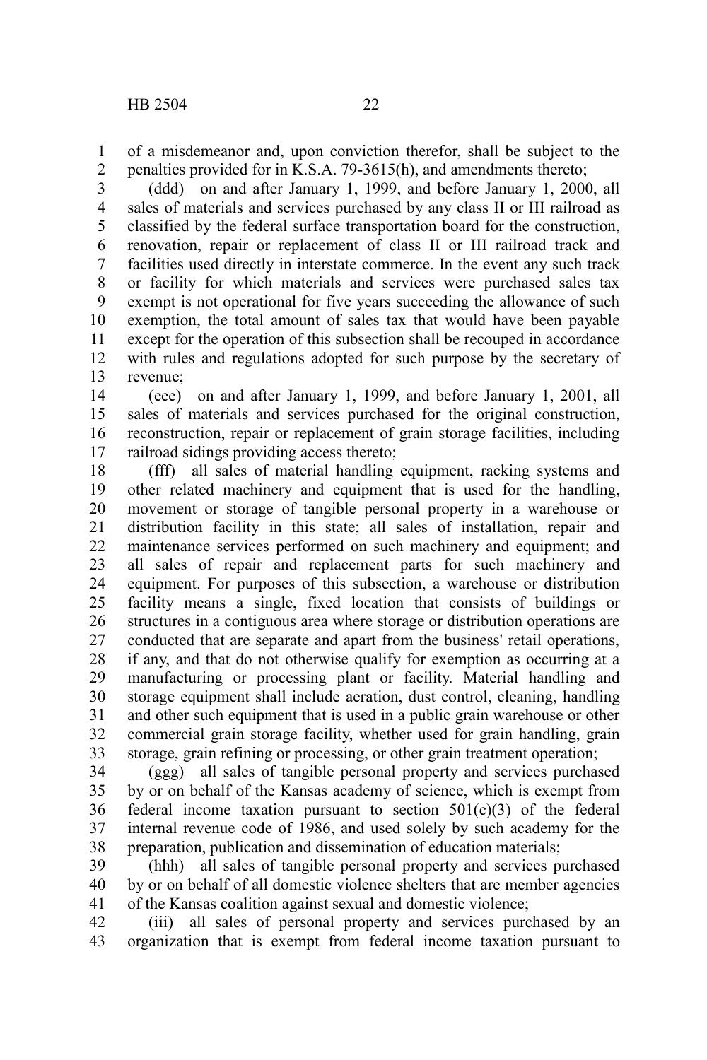of a misdemeanor and, upon conviction therefor, shall be subject to the penalties provided for in K.S.A. 79-3615(h), and amendments thereto;

(ddd) on and after January 1, 1999, and before January 1, 2000, all sales of materials and services purchased by any class II or III railroad as classified by the federal surface transportation board for the construction, renovation, repair or replacement of class II or III railroad track and facilities used directly in interstate commerce. In the event any such track or facility for which materials and services were purchased sales tax exempt is not operational for five years succeeding the allowance of such exemption, the total amount of sales tax that would have been payable except for the operation of this subsection shall be recouped in accordance with rules and regulations adopted for such purpose by the secretary of revenue;

(eee) on and after January 1, 1999, and before January 1, 2001, all sales of materials and services purchased for the original construction, reconstruction, repair or replacement of grain storage facilities, including railroad sidings providing access thereto;

(fff) all sales of material handling equipment, racking systems and other related machinery and equipment that is used for the handling, movement or storage of tangible personal property in a warehouse or distribution facility in this state; all sales of installation, repair and maintenance services performed on such machinery and equipment; and all sales of repair and replacement parts for such machinery and equipment. For purposes of this subsection, a warehouse or distribution facility means a single, fixed location that consists of buildings or structures in a contiguous area where storage or distribution operations are conducted that are separate and apart from the business' retail operations, if any, and that do not otherwise qualify for exemption as occurring at a manufacturing or processing plant or facility. Material handling and storage equipment shall include aeration, dust control, cleaning, handling and other such equipment that is used in a public grain warehouse or other commercial grain storage facility, whether used for grain handling, grain storage, grain refining or processing, or other grain treatment operation;

(ggg) all sales of tangible personal property and services purchased by or on behalf of the Kansas academy of science, which is exempt from federal income taxation pursuant to section 501(c)(3) of the federal internal revenue code of 1986, and used solely by such academy for the preparation, publication and dissemination of education materials;

(hhh) all sales of tangible personal property and services purchased by or on behalf of all domestic violence shelters that are member agencies of the Kansas coalition against sexual and domestic violence;

(iii) all sales of personal property and services purchased by an organization that is exempt from federal income taxation pursuant to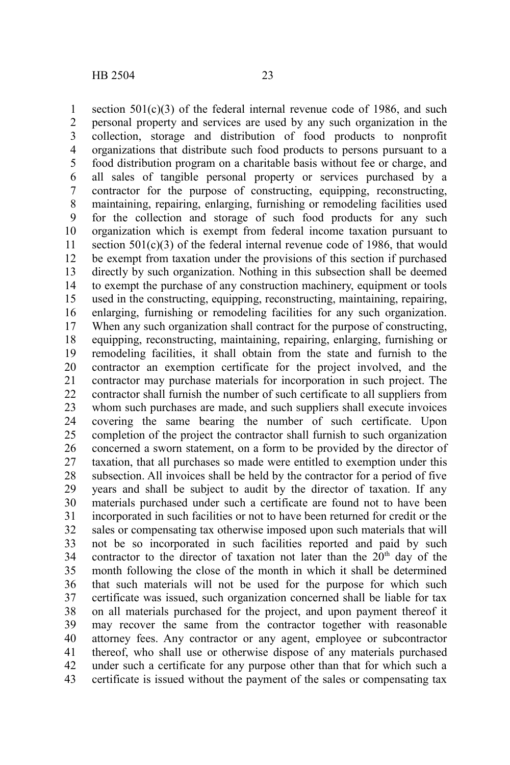section 501(c)(3) of the federal internal revenue code of 1986, and such personal property and services are used by any such organization in the collection, storage and distribution of food products to nonprofit organizations that distribute such food products to persons pursuant to a food distribution program on a charitable basis without fee or charge, and all sales of tangible personal property or services purchased by a contractor for the purpose of constructing, equipping, reconstructing, maintaining, repairing, enlarging, furnishing or remodeling facilities used for the collection and storage of such food products for any such organization which is exempt from federal income taxation pursuant to section 501(c)(3) of the federal internal revenue code of 1986, that would be exempt from taxation under the provisions of this section if purchased directly by such organization. Nothing in this subsection shall be deemed to exempt the purchase of any construction machinery, equipment or tools used in the constructing, equipping, reconstructing, maintaining, repairing, enlarging, furnishing or remodeling facilities for any such organization. When any such organization shall contract for the purpose of constructing, equipping, reconstructing, maintaining, repairing, enlarging, furnishing or remodeling facilities, it shall obtain from the state and furnish to the contractor an exemption certificate for the project involved, and the contractor may purchase materials for incorporation in such project. The contractor shall furnish the number of such certificate to all suppliers from whom such purchases are made, and such suppliers shall execute invoices covering the same bearing the number of such certificate. Upon completion of the project the contractor shall furnish to such organization concerned a sworn statement, on a form to be provided by the director of taxation, that all purchases so made were entitled to exemption under this subsection. All invoices shall be held by the contractor for a period of five years and shall be subject to audit by the director of taxation. If any materials purchased under such a certificate are found not to have been incorporated in such facilities or not to have been returned for credit or the sales or compensating tax otherwise imposed upon such materials that will not be so incorporated in such facilities reported and paid by such contractor to the director of taxation not later than the 20th day of the month following the close of the month in which it shall be determined that such materials will not be used for the purpose for which such certificate was issued, such organization concerned shall be liable for tax on all materials purchased for the project, and upon payment thereof it may recover the same from the contractor together with reasonable attorney fees. Any contractor or any agent, employee or subcontractor thereof, who shall use or otherwise dispose of any materials purchased under such a certificate for any purpose other than that for which such a certificate is issued without the payment of the sales or compensating tax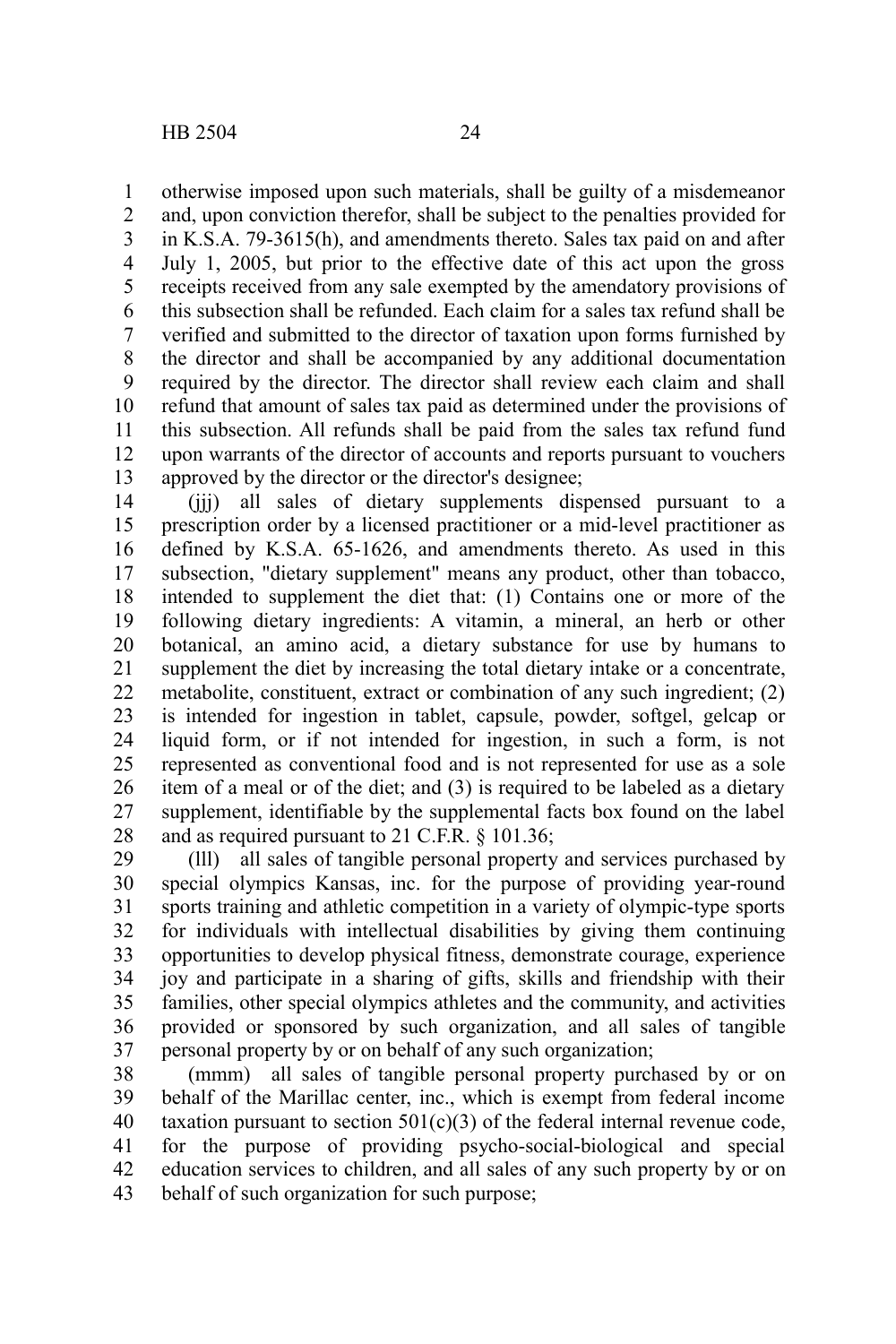otherwise imposed upon such materials, shall be guilty of a misdemeanor and, upon conviction therefor, shall be subject to the penalties provided for in K.S.A. 79-3615(h), and amendments thereto. Sales tax paid on and after July 1, 2005, but prior to the effective date of this act upon the gross receipts received from any sale exempted by the amendatory provisions of this subsection shall be refunded. Each claim for a sales tax refund shall be verified and submitted to the director of taxation upon forms furnished by the director and shall be accompanied by any additional documentation required by the director. The director shall review each claim and shall refund that amount of sales tax paid as determined under the provisions of this subsection. All refunds shall be paid from the sales tax refund fund upon warrants of the director of accounts and reports pursuant to vouchers approved by the director or the director's designee;

(jjj) all sales of dietary supplements dispensed pursuant to a prescription order by a licensed practitioner or a mid-level practitioner as defined by K.S.A. 65-1626, and amendments thereto. As used in this subsection, "dietary supplement" means any product, other than tobacco, intended to supplement the diet that: (1) Contains one or more of the following dietary ingredients: A vitamin, a mineral, an herb or other botanical, an amino acid, a dietary substance for use by humans to supplement the diet by increasing the total dietary intake or a concentrate, metabolite, constituent, extract or combination of any such ingredient; (2) is intended for ingestion in tablet, capsule, powder, softgel, gelcap or liquid form, or if not intended for ingestion, in such a form, is not represented as conventional food and is not represented for use as a sole item of a meal or of the diet; and (3) is required to be labeled as a dietary supplement, identifiable by the supplemental facts box found on the label and as required pursuant to 21 C.F.R. § 101.36;

(lll) all sales of tangible personal property and services purchased by special olympics Kansas, inc. for the purpose of providing year-round sports training and athletic competition in a variety of olympic-type sports for individuals with intellectual disabilities by giving them continuing opportunities to develop physical fitness, demonstrate courage, experience joy and participate in a sharing of gifts, skills and friendship with their families, other special olympics athletes and the community, and activities provided or sponsored by such organization, and all sales of tangible personal property by or on behalf of any such organization;

(mmm) all sales of tangible personal property purchased by or on behalf of the Marillac center, inc., which is exempt from federal income taxation pursuant to section 501(c)(3) of the federal internal revenue code, for the purpose of providing psycho-social-biological and special education services to children, and all sales of any such property by or on behalf of such organization for such purpose;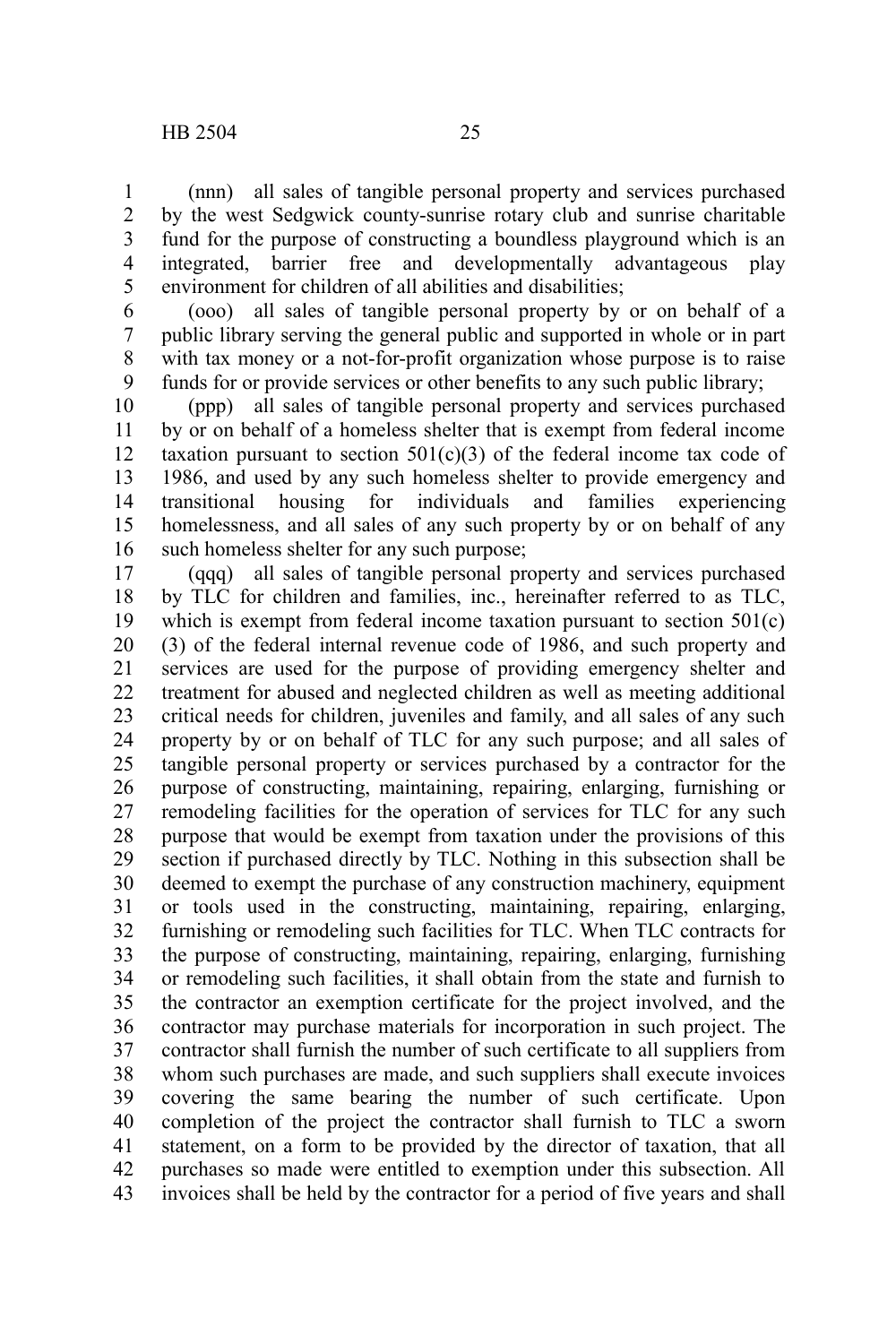(nnn) all sales of tangible personal property and services purchased by the west Sedgwick county-sunrise rotary club and sunrise charitable fund for the purpose of constructing a boundless playground which is an integrated, barrier free and developmentally advantageous play environment for children of all abilities and disabilities;

(ooo) all sales of tangible personal property by or on behalf of a public library serving the general public and supported in whole or in part with tax money or a not-for-profit organization whose purpose is to raise funds for or provide services or other benefits to any such public library;

(ppp) all sales of tangible personal property and services purchased by or on behalf of a homeless shelter that is exempt from federal income taxation pursuant to section 501(c)(3) of the federal income tax code of 1986, and used by any such homeless shelter to provide emergency and transitional housing for individuals and families experiencing homelessness, and all sales of any such property by or on behalf of any such homeless shelter for any such purpose;

(qqq) all sales of tangible personal property and services purchased by TLC for children and families, inc., hereinafter referred to as TLC, which is exempt from federal income taxation pursuant to section 501(c)(3) of the federal internal revenue code of 1986, and such property and services are used for the purpose of providing emergency shelter and treatment for abused and neglected children as well as meeting additional critical needs for children, juveniles and family, and all sales of any such property by or on behalf of TLC for any such purpose; and all sales of tangible personal property or services purchased by a contractor for the purpose of constructing, maintaining, repairing, enlarging, furnishing or remodeling facilities for the operation of services for TLC for any such purpose that would be exempt from taxation under the provisions of this section if purchased directly by TLC. Nothing in this subsection shall be deemed to exempt the purchase of any construction machinery, equipment or tools used in the constructing, maintaining, repairing, enlarging, furnishing or remodeling such facilities for TLC. When TLC contracts for the purpose of constructing, maintaining, repairing, enlarging, furnishing or remodeling such facilities, it shall obtain from the state and furnish to the contractor an exemption certificate for the project involved, and the contractor may purchase materials for incorporation in such project. The contractor shall furnish the number of such certificate to all suppliers from whom such purchases are made, and such suppliers shall execute invoices covering the same bearing the number of such certificate. Upon completion of the project the contractor shall furnish to TLC a sworn statement, on a form to be provided by the director of taxation, that all purchases so made were entitled to exemption under this subsection. All invoices shall be held by the contractor for a period of five years and shall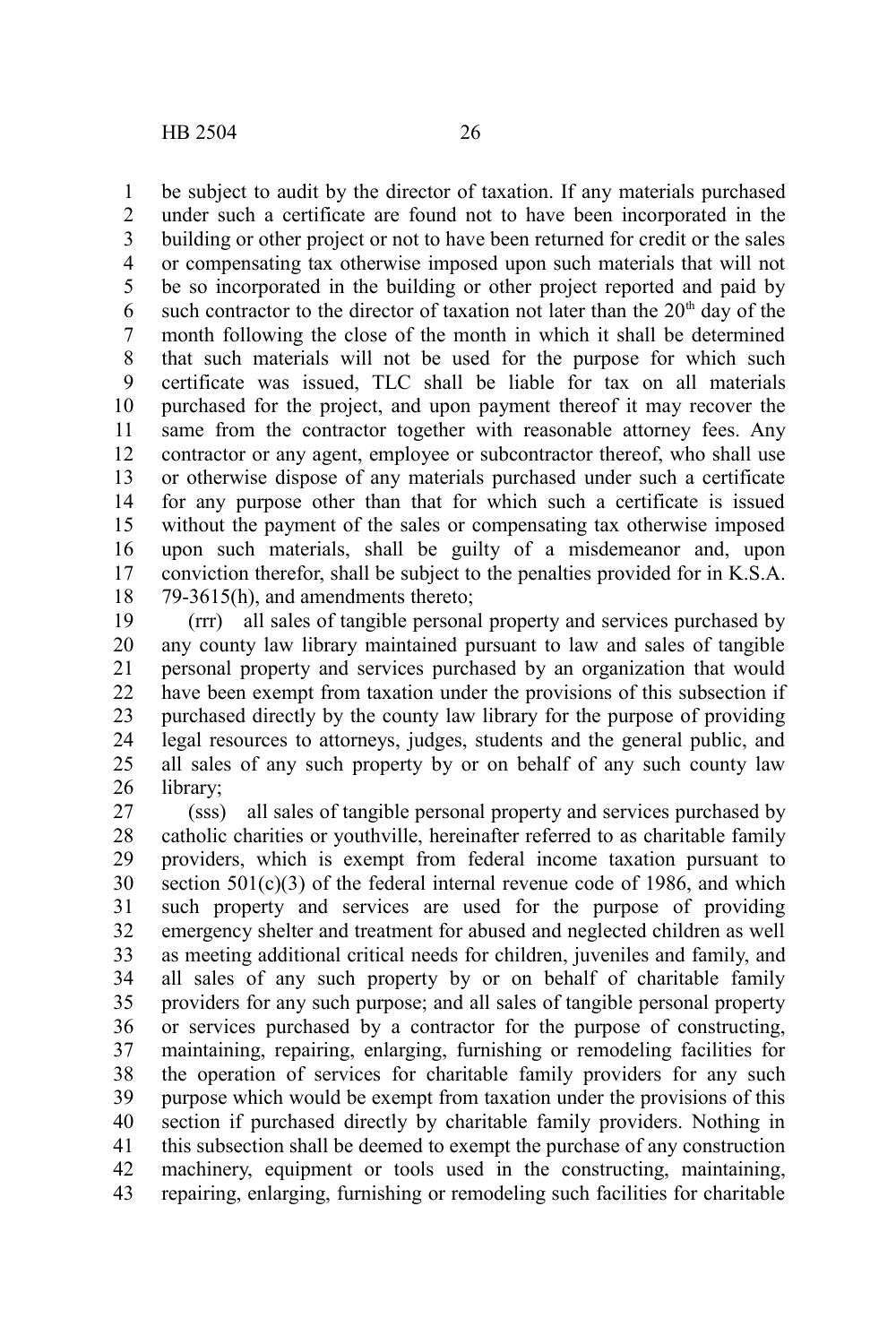be subject to audit by the director of taxation. If any materials purchased under such a certificate are found not to have been incorporated in the building or other project or not to have been returned for credit or the sales or compensating tax otherwise imposed upon such materials that will not be so incorporated in the building or other project reported and paid by such contractor to the director of taxation not later than the 20th day of the month following the close of the month in which it shall be determined that such materials will not be used for the purpose for which such certificate was issued, TLC shall be liable for tax on all materials purchased for the project, and upon payment thereof it may recover the same from the contractor together with reasonable attorney fees. Any contractor or any agent, employee or subcontractor thereof, who shall use or otherwise dispose of any materials purchased under such a certificate for any purpose other than that for which such a certificate is issued without the payment of the sales or compensating tax otherwise imposed upon such materials, shall be guilty of a misdemeanor and, upon conviction therefor, shall be subject to the penalties provided for in K.S.A. 79-3615(h), and amendments thereto;

(rrr) all sales of tangible personal property and services purchased by any county law library maintained pursuant to law and sales of tangible personal property and services purchased by an organization that would have been exempt from taxation under the provisions of this subsection if purchased directly by the county law library for the purpose of providing legal resources to attorneys, judges, students and the general public, and all sales of any such property by or on behalf of any such county law library;

(sss) all sales of tangible personal property and services purchased by catholic charities or youthville, hereinafter referred to as charitable family providers, which is exempt from federal income taxation pursuant to section 501(c)(3) of the federal internal revenue code of 1986, and which such property and services are used for the purpose of providing emergency shelter and treatment for abused and neglected children as well as meeting additional critical needs for children, juveniles and family, and all sales of any such property by or on behalf of charitable family providers for any such purpose; and all sales of tangible personal property or services purchased by a contractor for the purpose of constructing, maintaining, repairing, enlarging, furnishing or remodeling facilities for the operation of services for charitable family providers for any such purpose which would be exempt from taxation under the provisions of this section if purchased directly by charitable family providers. Nothing in this subsection shall be deemed to exempt the purchase of any construction machinery, equipment or tools used in the constructing, maintaining, repairing, enlarging, furnishing or remodeling such facilities for charitable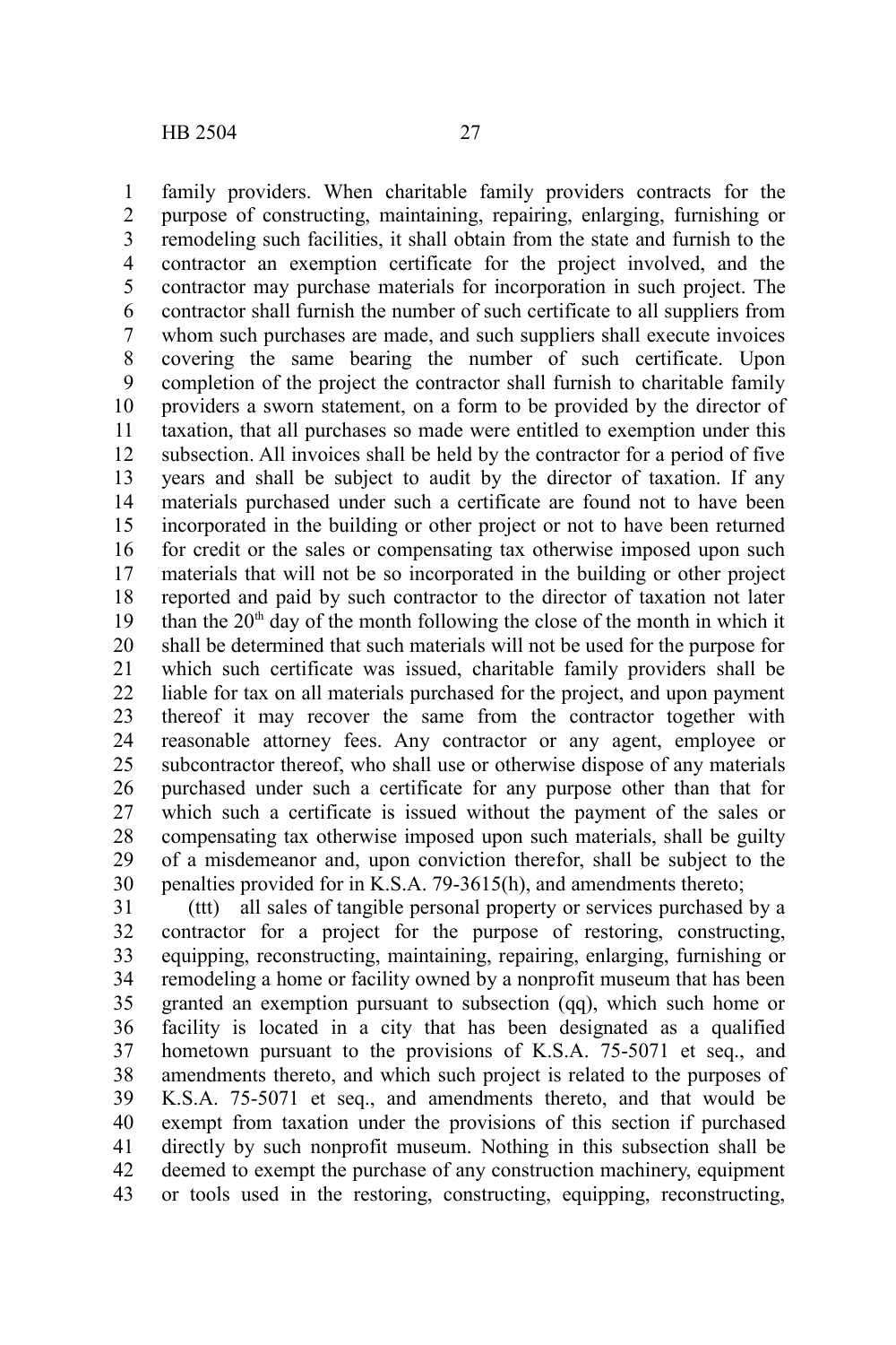family providers. When charitable family providers contracts for the purpose of constructing, maintaining, repairing, enlarging, furnishing or remodeling such facilities, it shall obtain from the state and furnish to the contractor an exemption certificate for the project involved, and the contractor may purchase materials for incorporation in such project. The contractor shall furnish the number of such certificate to all suppliers from whom such purchases are made, and such suppliers shall execute invoices covering the same bearing the number of such certificate. Upon completion of the project the contractor shall furnish to charitable family providers a sworn statement, on a form to be provided by the director of taxation, that all purchases so made were entitled to exemption under this subsection. All invoices shall be held by the contractor for a period of five years and shall be subject to audit by the director of taxation. If any materials purchased under such a certificate are found not to have been incorporated in the building or other project or not to have been returned for credit or the sales or compensating tax otherwise imposed upon such materials that will not be so incorporated in the building or other project reported and paid by such contractor to the director of taxation not later than the 20th day of the month following the close of the month in which it shall be determined that such materials will not be used for the purpose for which such certificate was issued, charitable family providers shall be liable for tax on all materials purchased for the project, and upon payment thereof it may recover the same from the contractor together with reasonable attorney fees. Any contractor or any agent, employee or subcontractor thereof, who shall use or otherwise dispose of any materials purchased under such a certificate for any purpose other than that for which such a certificate is issued without the payment of the sales or compensating tax otherwise imposed upon such materials, shall be guilty of a misdemeanor and, upon conviction therefor, shall be subject to the penalties provided for in K.S.A. 79-3615(h), and amendments thereto;

(ttt) all sales of tangible personal property or services purchased by a contractor for a project for the purpose of restoring, constructing, equipping, reconstructing, maintaining, repairing, enlarging, furnishing or remodeling a home or facility owned by a nonprofit museum that has been granted an exemption pursuant to subsection (qq), which such home or facility is located in a city that has been designated as a qualified hometown pursuant to the provisions of K.S.A. 75-5071 et seq., and amendments thereto, and which such project is related to the purposes of K.S.A. 75-5071 et seq., and amendments thereto, and that would be exempt from taxation under the provisions of this section if purchased directly by such nonprofit museum. Nothing in this subsection shall be deemed to exempt the purchase of any construction machinery, equipment or tools used in the restoring, constructing, equipping, reconstructing,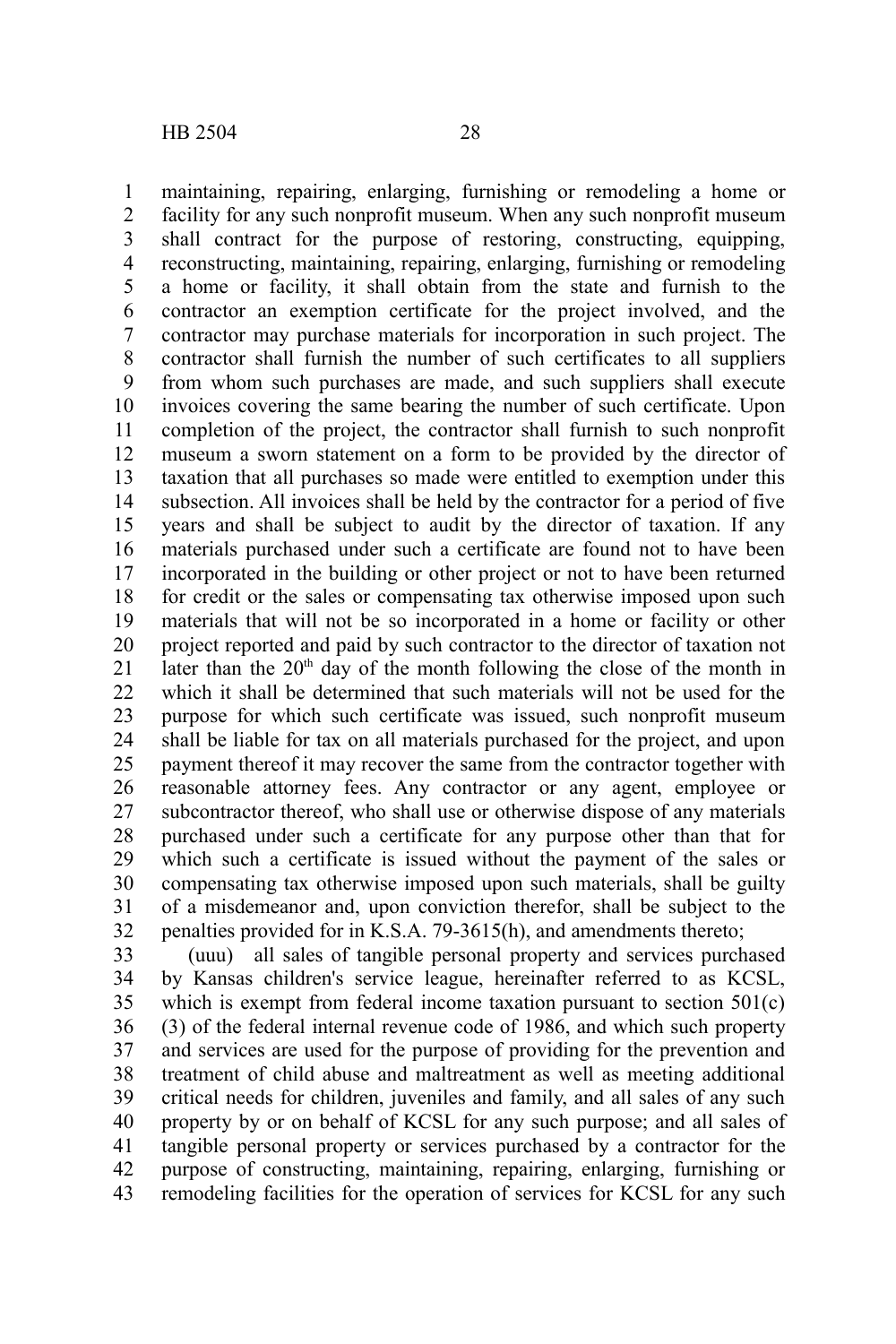maintaining, repairing, enlarging, furnishing or remodeling a home or facility for any such nonprofit museum. When any such nonprofit museum shall contract for the purpose of restoring, constructing, equipping, reconstructing, maintaining, repairing, enlarging, furnishing or remodeling a home or facility, it shall obtain from the state and furnish to the contractor an exemption certificate for the project involved, and the contractor may purchase materials for incorporation in such project. The contractor shall furnish the number of such certificates to all suppliers from whom such purchases are made, and such suppliers shall execute invoices covering the same bearing the number of such certificate. Upon completion of the project, the contractor shall furnish to such nonprofit museum a sworn statement on a form to be provided by the director of taxation that all purchases so made were entitled to exemption under this subsection. All invoices shall be held by the contractor for a period of five years and shall be subject to audit by the director of taxation. If any materials purchased under such a certificate are found not to have been incorporated in the building or other project or not to have been returned for credit or the sales or compensating tax otherwise imposed upon such materials that will not be so incorporated in a home or facility or other project reported and paid by such contractor to the director of taxation not later than the 20th day of the month following the close of the month in which it shall be determined that such materials will not be used for the purpose for which such certificate was issued, such nonprofit museum shall be liable for tax on all materials purchased for the project, and upon payment thereof it may recover the same from the contractor together with reasonable attorney fees. Any contractor or any agent, employee or subcontractor thereof, who shall use or otherwise dispose of any materials purchased under such a certificate for any purpose other than that for which such a certificate is issued without the payment of the sales or compensating tax otherwise imposed upon such materials, shall be guilty of a misdemeanor and, upon conviction therefor, shall be subject to the penalties provided for in K.S.A. 79-3615(h), and amendments thereto;

(uuu) all sales of tangible personal property and services purchased by Kansas children's service league, hereinafter referred to as KCSL, which is exempt from federal income taxation pursuant to section 501(c)(3) of the federal internal revenue code of 1986, and which such property and services are used for the purpose of providing for the prevention and treatment of child abuse and maltreatment as well as meeting additional critical needs for children, juveniles and family, and all sales of any such property by or on behalf of KCSL for any such purpose; and all sales of tangible personal property or services purchased by a contractor for the purpose of constructing, maintaining, repairing, enlarging, furnishing or remodeling facilities for the operation of services for KCSL for any such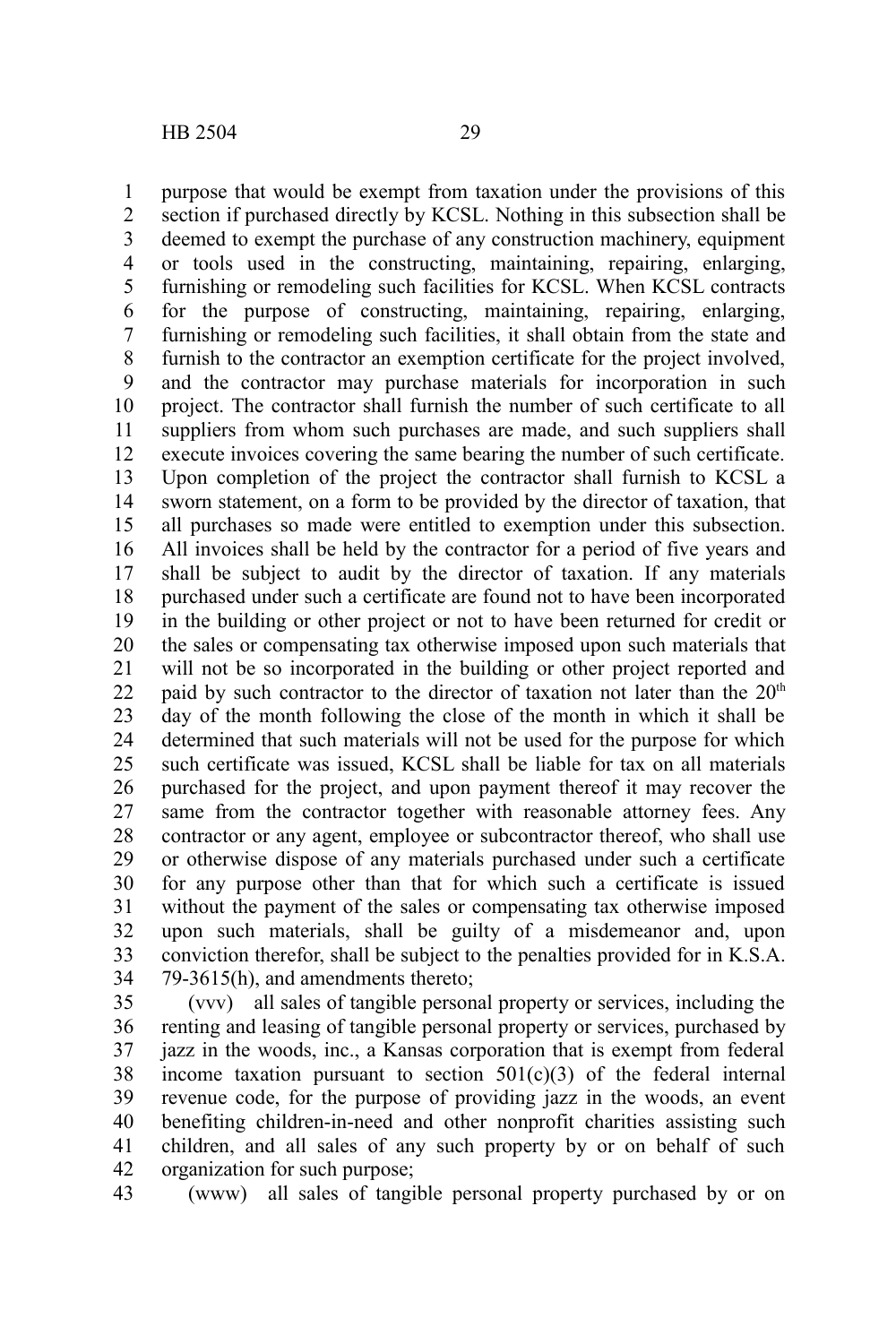purpose that would be exempt from taxation under the provisions of this section if purchased directly by KCSL. Nothing in this subsection shall be deemed to exempt the purchase of any construction machinery, equipment or tools used in the constructing, maintaining, repairing, enlarging, furnishing or remodeling such facilities for KCSL. When KCSL contracts for the purpose of constructing, maintaining, repairing, enlarging, furnishing or remodeling such facilities, it shall obtain from the state and furnish to the contractor an exemption certificate for the project involved, and the contractor may purchase materials for incorporation in such project. The contractor shall furnish the number of such certificate to all suppliers from whom such purchases are made, and such suppliers shall execute invoices covering the same bearing the number of such certificate. Upon completion of the project the contractor shall furnish to KCSL a sworn statement, on a form to be provided by the director of taxation, that all purchases so made were entitled to exemption under this subsection. All invoices shall be held by the contractor for a period of five years and shall be subject to audit by the director of taxation. If any materials purchased under such a certificate are found not to have been incorporated in the building or other project or not to have been returned for credit or the sales or compensating tax otherwise imposed upon such materials that will not be so incorporated in the building or other project reported and paid by such contractor to the director of taxation not later than the 20th day of the month following the close of the month in which it shall be determined that such materials will not be used for the purpose for which such certificate was issued, KCSL shall be liable for tax on all materials purchased for the project, and upon payment thereof it may recover the same from the contractor together with reasonable attorney fees. Any contractor or any agent, employee or subcontractor thereof, who shall use or otherwise dispose of any materials purchased under such a certificate for any purpose other than that for which such a certificate is issued without the payment of the sales or compensating tax otherwise imposed upon such materials, shall be guilty of a misdemeanor and, upon conviction therefor, shall be subject to the penalties provided for in K.S.A. 79-3615(h), and amendments thereto;

(vvv) all sales of tangible personal property or services, including the renting and leasing of tangible personal property or services, purchased by jazz in the woods, inc., a Kansas corporation that is exempt from federal income taxation pursuant to section 501(c)(3) of the federal internal revenue code, for the purpose of providing jazz in the woods, an event benefiting children-in-need and other nonprofit charities assisting such children, and all sales of any such property by or on behalf of such organization for such purpose;

(www) all sales of tangible personal property purchased by or on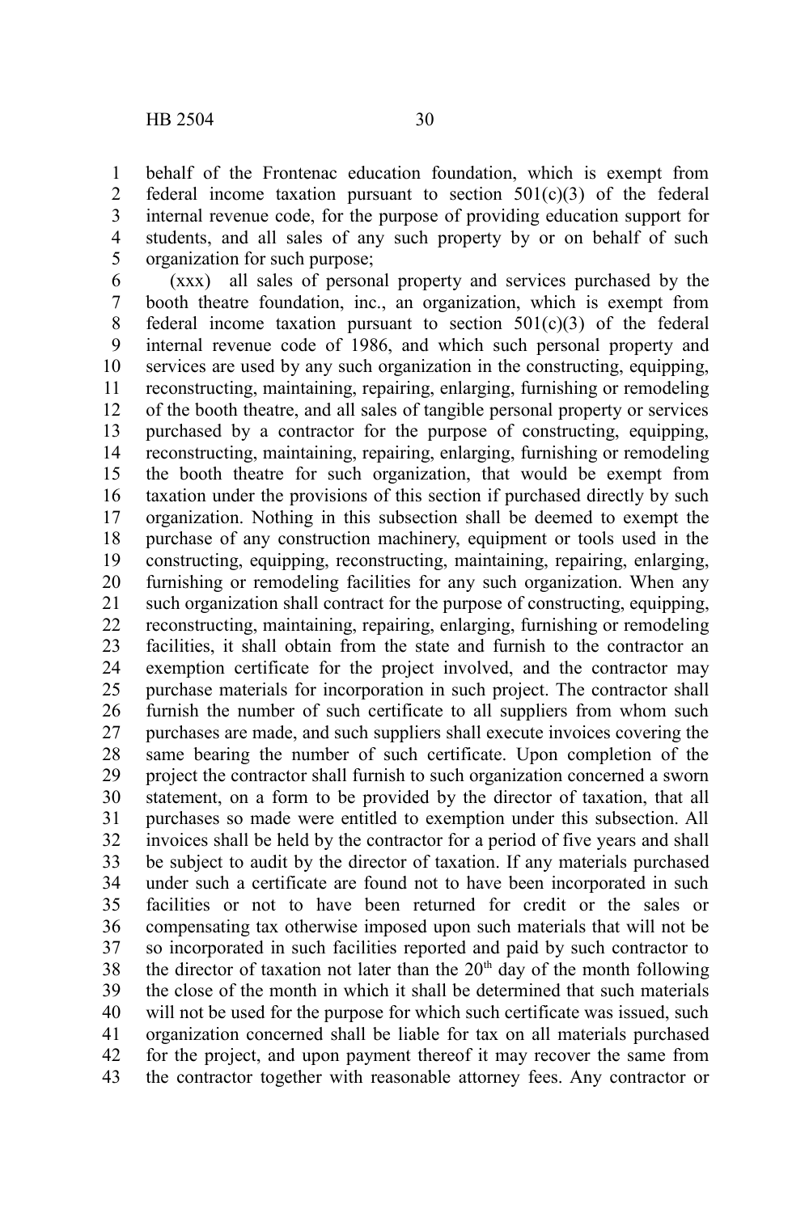behalf of the Frontenac education foundation, which is exempt from federal income taxation pursuant to section 501(c)(3) of the federal internal revenue code, for the purpose of providing education support for students, and all sales of any such property by or on behalf of such organization for such purpose;

(xxx) all sales of personal property and services purchased by the booth theatre foundation, inc., an organization, which is exempt from federal income taxation pursuant to section 501(c)(3) of the federal internal revenue code of 1986, and which such personal property and services are used by any such organization in the constructing, equipping, reconstructing, maintaining, repairing, enlarging, furnishing or remodeling of the booth theatre, and all sales of tangible personal property or services purchased by a contractor for the purpose of constructing, equipping, reconstructing, maintaining, repairing, enlarging, furnishing or remodeling the booth theatre for such organization, that would be exempt from taxation under the provisions of this section if purchased directly by such organization. Nothing in this subsection shall be deemed to exempt the purchase of any construction machinery, equipment or tools used in the constructing, equipping, reconstructing, maintaining, repairing, enlarging, furnishing or remodeling facilities for any such organization. When any such organization shall contract for the purpose of constructing, equipping, reconstructing, maintaining, repairing, enlarging, furnishing or remodeling facilities, it shall obtain from the state and furnish to the contractor an exemption certificate for the project involved, and the contractor may purchase materials for incorporation in such project. The contractor shall furnish the number of such certificate to all suppliers from whom such purchases are made, and such suppliers shall execute invoices covering the same bearing the number of such certificate. Upon completion of the project the contractor shall furnish to such organization concerned a sworn statement, on a form to be provided by the director of taxation, that all purchases so made were entitled to exemption under this subsection. All invoices shall be held by the contractor for a period of five years and shall be subject to audit by the director of taxation. If any materials purchased under such a certificate are found not to have been incorporated in such facilities or not to have been returned for credit or the sales or compensating tax otherwise imposed upon such materials that will not be so incorporated in such facilities reported and paid by such contractor to the director of taxation not later than the 20th day of the month following the close of the month in which it shall be determined that such materials will not be used for the purpose for which such certificate was issued, such organization concerned shall be liable for tax on all materials purchased for the project, and upon payment thereof it may recover the same from the contractor together with reasonable attorney fees. Any contractor or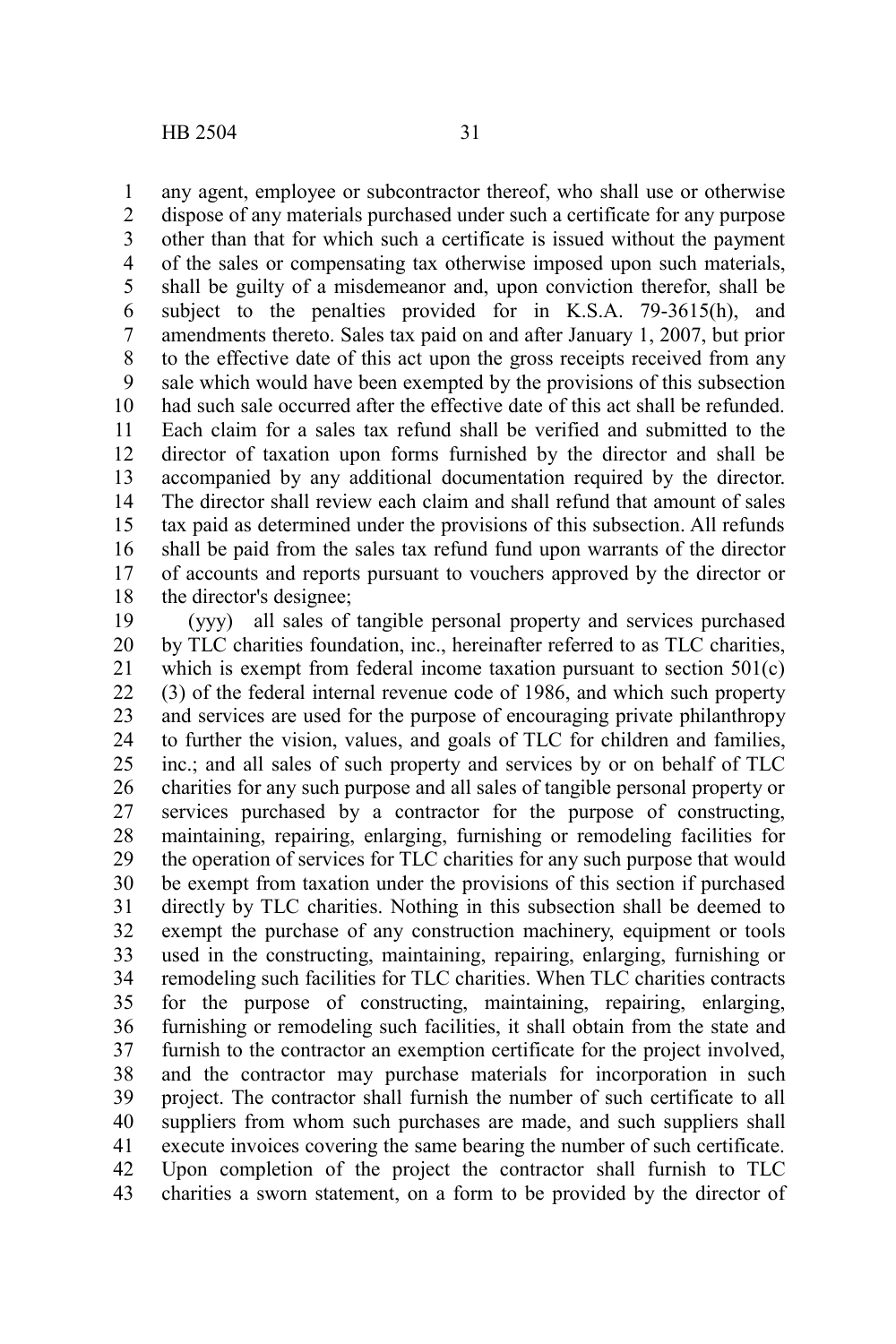any agent, employee or subcontractor thereof, who shall use or otherwise dispose of any materials purchased under such a certificate for any purpose other than that for which such a certificate is issued without the payment of the sales or compensating tax otherwise imposed upon such materials, shall be guilty of a misdemeanor and, upon conviction therefor, shall be subject to the penalties provided for in K.S.A. 79-3615(h), and amendments thereto. Sales tax paid on and after January 1, 2007, but prior to the effective date of this act upon the gross receipts received from any sale which would have been exempted by the provisions of this subsection had such sale occurred after the effective date of this act shall be refunded. Each claim for a sales tax refund shall be verified and submitted to the director of taxation upon forms furnished by the director and shall be accompanied by any additional documentation required by the director. The director shall review each claim and shall refund that amount of sales tax paid as determined under the provisions of this subsection. All refunds shall be paid from the sales tax refund fund upon warrants of the director of accounts and reports pursuant to vouchers approved by the director or the director's designee;

(yyy) all sales of tangible personal property and services purchased by TLC charities foundation, inc., hereinafter referred to as TLC charities, which is exempt from federal income taxation pursuant to section 501(c)(3) of the federal internal revenue code of 1986, and which such property and services are used for the purpose of encouraging private philanthropy to further the vision, values, and goals of TLC for children and families, inc.; and all sales of such property and services by or on behalf of TLC charities for any such purpose and all sales of tangible personal property or services purchased by a contractor for the purpose of constructing, maintaining, repairing, enlarging, furnishing or remodeling facilities for the operation of services for TLC charities for any such purpose that would be exempt from taxation under the provisions of this section if purchased directly by TLC charities. Nothing in this subsection shall be deemed to exempt the purchase of any construction machinery, equipment or tools used in the constructing, maintaining, repairing, enlarging, furnishing or remodeling such facilities for TLC charities. When TLC charities contracts for the purpose of constructing, maintaining, repairing, enlarging, furnishing or remodeling such facilities, it shall obtain from the state and furnish to the contractor an exemption certificate for the project involved, and the contractor may purchase materials for incorporation in such project. The contractor shall furnish the number of such certificate to all suppliers from whom such purchases are made, and such suppliers shall execute invoices covering the same bearing the number of such certificate. Upon completion of the project the contractor shall furnish to TLC charities a sworn statement, on a form to be provided by the director of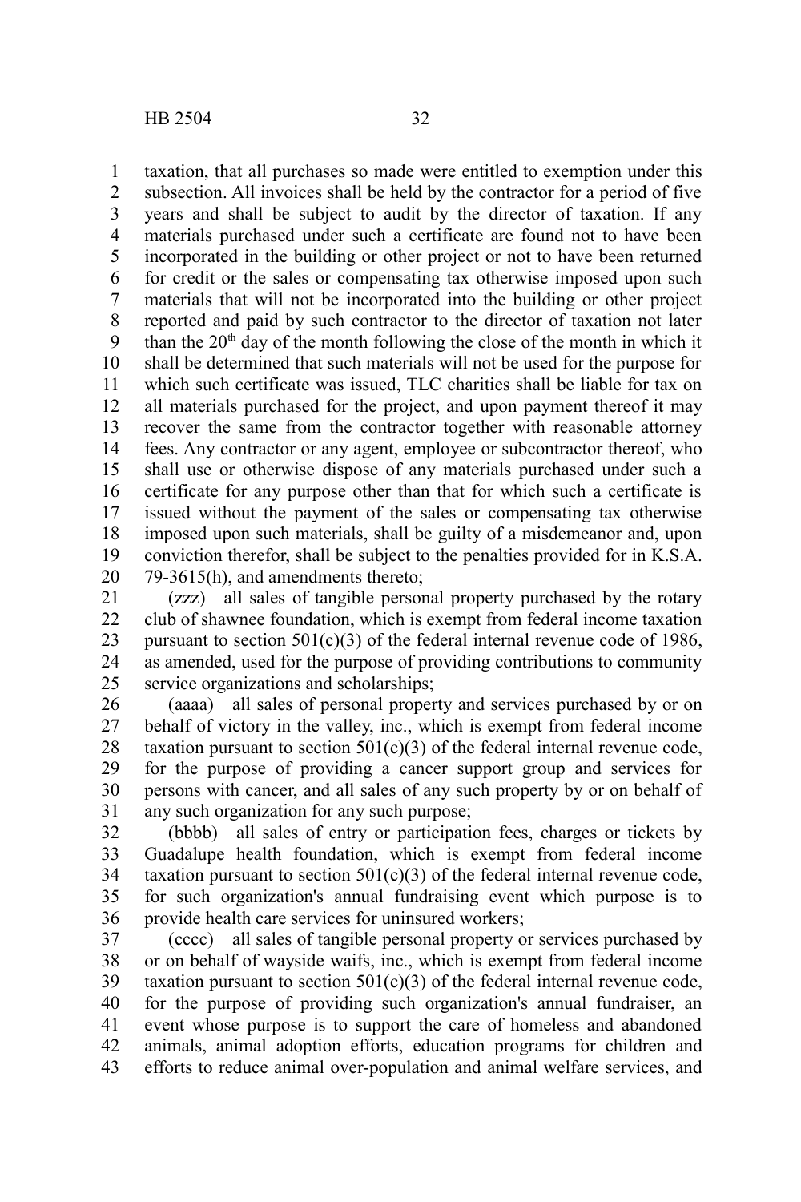taxation, that all purchases so made were entitled to exemption under this subsection. All invoices shall be held by the contractor for a period of five years and shall be subject to audit by the director of taxation. If any materials purchased under such a certificate are found not to have been incorporated in the building or other project or not to have been returned for credit or the sales or compensating tax otherwise imposed upon such materials that will not be incorporated into the building or other project reported and paid by such contractor to the director of taxation not later than the 20th day of the month following the close of the month in which it shall be determined that such materials will not be used for the purpose for which such certificate was issued, TLC charities shall be liable for tax on all materials purchased for the project, and upon payment thereof it may recover the same from the contractor together with reasonable attorney fees. Any contractor or any agent, employee or subcontractor thereof, who shall use or otherwise dispose of any materials purchased under such a certificate for any purpose other than that for which such a certificate is issued without the payment of the sales or compensating tax otherwise imposed upon such materials, shall be guilty of a misdemeanor and, upon conviction therefor, shall be subject to the penalties provided for in K.S.A. 79-3615(h), and amendments thereto;

(zzz) all sales of tangible personal property purchased by the rotary club of shawnee foundation, which is exempt from federal income taxation pursuant to section 501(c)(3) of the federal internal revenue code of 1986, as amended, used for the purpose of providing contributions to community service organizations and scholarships;

(aaaa) all sales of personal property and services purchased by or on behalf of victory in the valley, inc., which is exempt from federal income taxation pursuant to section 501(c)(3) of the federal internal revenue code, for the purpose of providing a cancer support group and services for persons with cancer, and all sales of any such property by or on behalf of any such organization for any such purpose;

(bbbb) all sales of entry or participation fees, charges or tickets by Guadalupe health foundation, which is exempt from federal income taxation pursuant to section 501(c)(3) of the federal internal revenue code, for such organization's annual fundraising event which purpose is to provide health care services for uninsured workers;

(cccc) all sales of tangible personal property or services purchased by or on behalf of wayside waifs, inc., which is exempt from federal income taxation pursuant to section 501(c)(3) of the federal internal revenue code, for the purpose of providing such organization's annual fundraiser, an event whose purpose is to support the care of homeless and abandoned animals, animal adoption efforts, education programs for children and efforts to reduce animal over-population and animal welfare services, and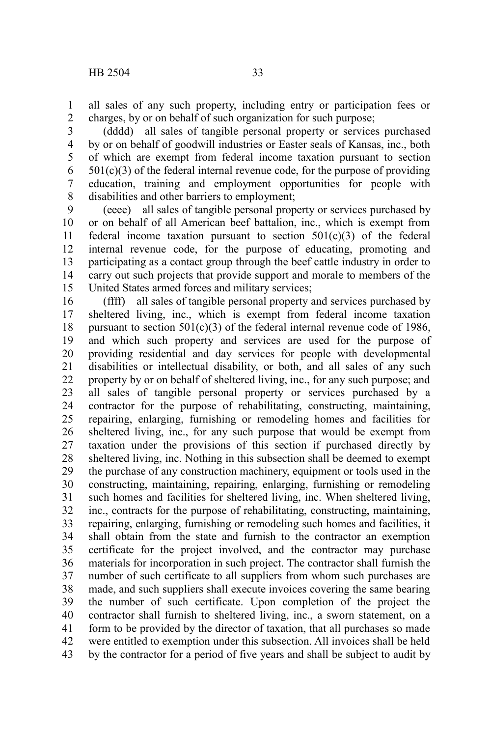all sales of any such property, including entry or participation fees or charges, by or on behalf of such organization for such purpose;

(dddd) all sales of tangible personal property or services purchased by or on behalf of goodwill industries or Easter seals of Kansas, inc., both of which are exempt from federal income taxation pursuant to section 501(c)(3) of the federal internal revenue code, for the purpose of providing education, training and employment opportunities for people with disabilities and other barriers to employment;

(eeee) all sales of tangible personal property or services purchased by or on behalf of all American beef battalion, inc., which is exempt from federal income taxation pursuant to section 501(c)(3) of the federal internal revenue code, for the purpose of educating, promoting and participating as a contact group through the beef cattle industry in order to carry out such projects that provide support and morale to members of the United States armed forces and military services;

(ffff) all sales of tangible personal property and services purchased by sheltered living, inc., which is exempt from federal income taxation pursuant to section 501(c)(3) of the federal internal revenue code of 1986, and which such property and services are used for the purpose of providing residential and day services for people with developmental disabilities or intellectual disability, or both, and all sales of any such property by or on behalf of sheltered living, inc., for any such purpose; and all sales of tangible personal property or services purchased by a contractor for the purpose of rehabilitating, constructing, maintaining, repairing, enlarging, furnishing or remodeling homes and facilities for sheltered living, inc., for any such purpose that would be exempt from taxation under the provisions of this section if purchased directly by sheltered living, inc. Nothing in this subsection shall be deemed to exempt the purchase of any construction machinery, equipment or tools used in the constructing, maintaining, repairing, enlarging, furnishing or remodeling such homes and facilities for sheltered living, inc. When sheltered living, inc., contracts for the purpose of rehabilitating, constructing, maintaining, repairing, enlarging, furnishing or remodeling such homes and facilities, it shall obtain from the state and furnish to the contractor an exemption certificate for the project involved, and the contractor may purchase materials for incorporation in such project. The contractor shall furnish the number of such certificate to all suppliers from whom such purchases are made, and such suppliers shall execute invoices covering the same bearing the number of such certificate. Upon completion of the project the contractor shall furnish to sheltered living, inc., a sworn statement, on a form to be provided by the director of taxation, that all purchases so made were entitled to exemption under this subsection. All invoices shall be held by the contractor for a period of five years and shall be subject to audit by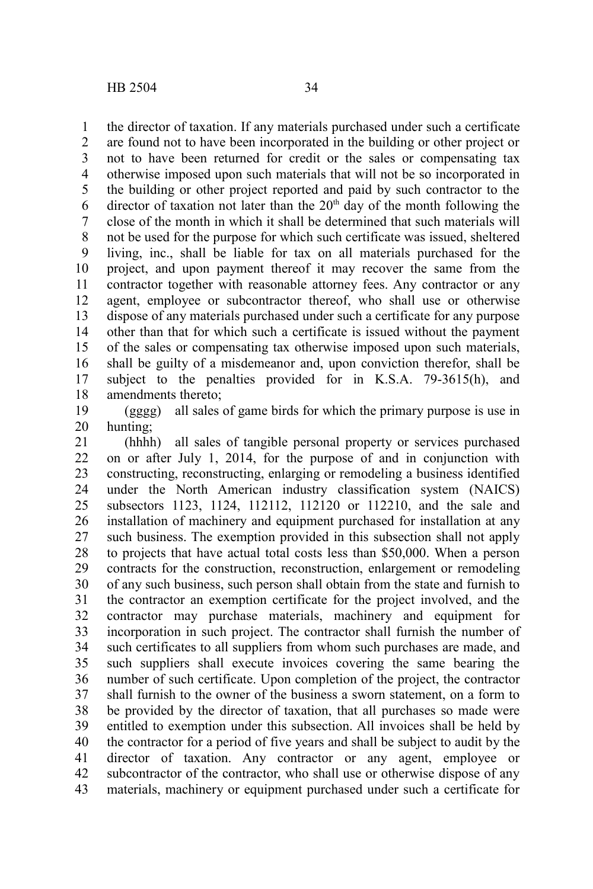the director of taxation. If any materials purchased under such a certificate are found not to have been incorporated in the building or other project or not to have been returned for credit or the sales or compensating tax otherwise imposed upon such materials that will not be so incorporated in the building or other project reported and paid by such contractor to the director of taxation not later than the 20th day of the month following the close of the month in which it shall be determined that such materials will not be used for the purpose for which such certificate was issued, sheltered living, inc., shall be liable for tax on all materials purchased for the project, and upon payment thereof it may recover the same from the contractor together with reasonable attorney fees. Any contractor or any agent, employee or subcontractor thereof, who shall use or otherwise dispose of any materials purchased under such a certificate for any purpose other than that for which such a certificate is issued without the payment of the sales or compensating tax otherwise imposed upon such materials, shall be guilty of a misdemeanor and, upon conviction therefor, shall be subject to the penalties provided for in K.S.A. 79-3615(h), and amendments thereto;

(gggg) all sales of game birds for which the primary purpose is use in hunting;

(hhhh) all sales of tangible personal property or services purchased on or after July 1, 2014, for the purpose of and in conjunction with constructing, reconstructing, enlarging or remodeling a business identified under the North American industry classification system (NAICS) subsectors 1123, 1124, 112112, 112120 or 112210, and the sale and installation of machinery and equipment purchased for installation at any such business. The exemption provided in this subsection shall not apply to projects that have actual total costs less than $50,000. When a person contracts for the construction, reconstruction, enlargement or remodeling of any such business, such person shall obtain from the state and furnish to the contractor an exemption certificate for the project involved, and the contractor may purchase materials, machinery and equipment for incorporation in such project. The contractor shall furnish the number of such certificates to all suppliers from whom such purchases are made, and such suppliers shall execute invoices covering the same bearing the number of such certificate. Upon completion of the project, the contractor shall furnish to the owner of the business a sworn statement, on a form to be provided by the director of taxation, that all purchases so made were entitled to exemption under this subsection. All invoices shall be held by the contractor for a period of five years and shall be subject to audit by the director of taxation. Any contractor or any agent, employee or subcontractor of the contractor, who shall use or otherwise dispose of any materials, machinery or equipment purchased under such a certificate for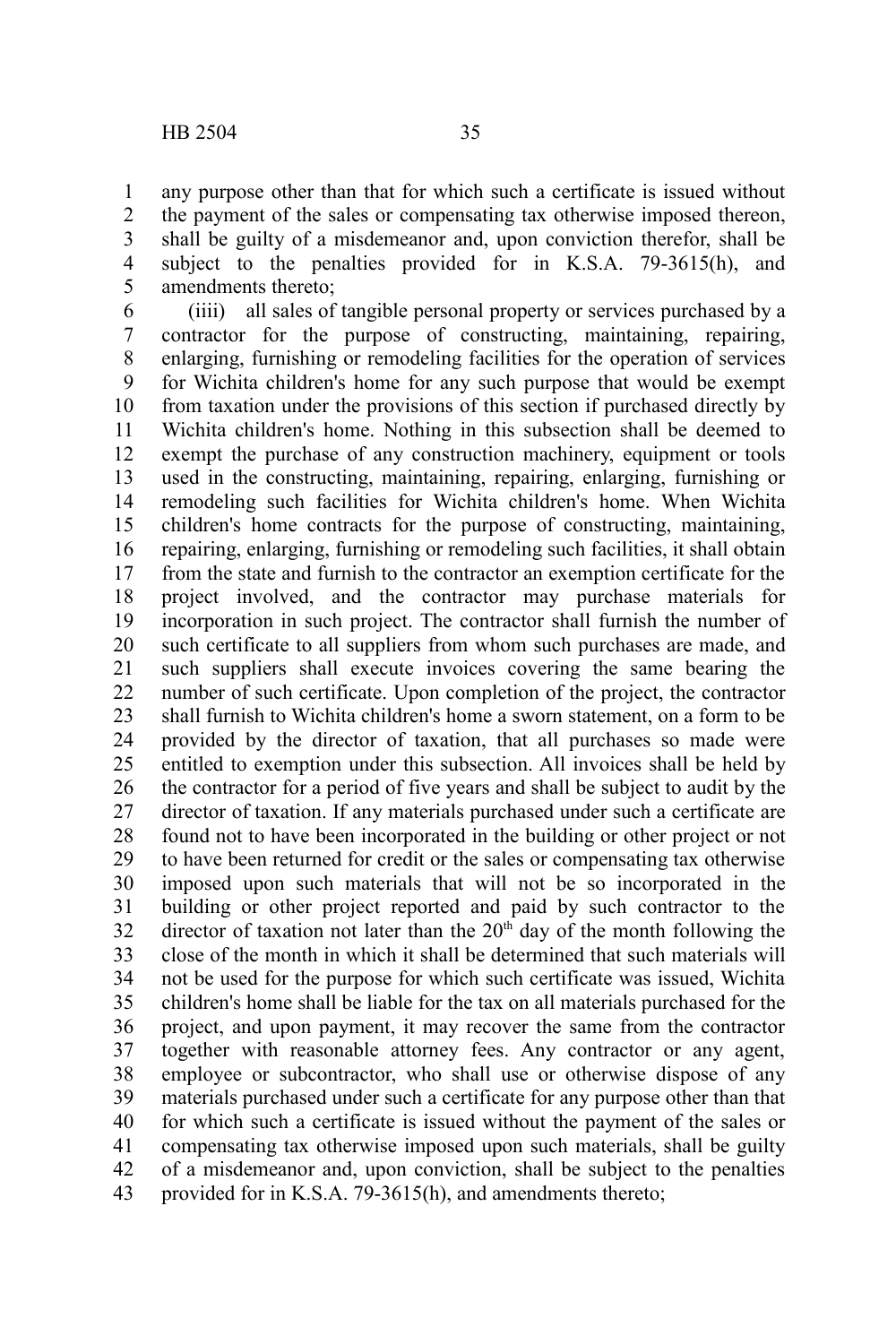any purpose other than that for which such a certificate is issued without the payment of the sales or compensating tax otherwise imposed thereon, shall be guilty of a misdemeanor and, upon conviction therefor, shall be subject to the penalties provided for in K.S.A. 79-3615(h), and amendments thereto;

(iiii) all sales of tangible personal property or services purchased by a contractor for the purpose of constructing, maintaining, repairing, enlarging, furnishing or remodeling facilities for the operation of services for Wichita children's home for any such purpose that would be exempt from taxation under the provisions of this section if purchased directly by Wichita children's home. Nothing in this subsection shall be deemed to exempt the purchase of any construction machinery, equipment or tools used in the constructing, maintaining, repairing, enlarging, furnishing or remodeling such facilities for Wichita children's home. When Wichita children's home contracts for the purpose of constructing, maintaining, repairing, enlarging, furnishing or remodeling such facilities, it shall obtain from the state and furnish to the contractor an exemption certificate for the project involved, and the contractor may purchase materials for incorporation in such project. The contractor shall furnish the number of such certificate to all suppliers from whom such purchases are made, and such suppliers shall execute invoices covering the same bearing the number of such certificate. Upon completion of the project, the contractor shall furnish to Wichita children's home a sworn statement, on a form to be provided by the director of taxation, that all purchases so made were entitled to exemption under this subsection. All invoices shall be held by the contractor for a period of five years and shall be subject to audit by the director of taxation. If any materials purchased under such a certificate are found not to have been incorporated in the building or other project or not to have been returned for credit or the sales or compensating tax otherwise imposed upon such materials that will not be so incorporated in the building or other project reported and paid by such contractor to the director of taxation not later than the 20th day of the month following the close of the month in which it shall be determined that such materials will not be used for the purpose for which such certificate was issued, Wichita children's home shall be liable for the tax on all materials purchased for the project, and upon payment, it may recover the same from the contractor together with reasonable attorney fees. Any contractor or any agent, employee or subcontractor, who shall use or otherwise dispose of any materials purchased under such a certificate for any purpose other than that for which such a certificate is issued without the payment of the sales or compensating tax otherwise imposed upon such materials, shall be guilty of a misdemeanor and, upon conviction, shall be subject to the penalties provided for in K.S.A. 79-3615(h), and amendments thereto;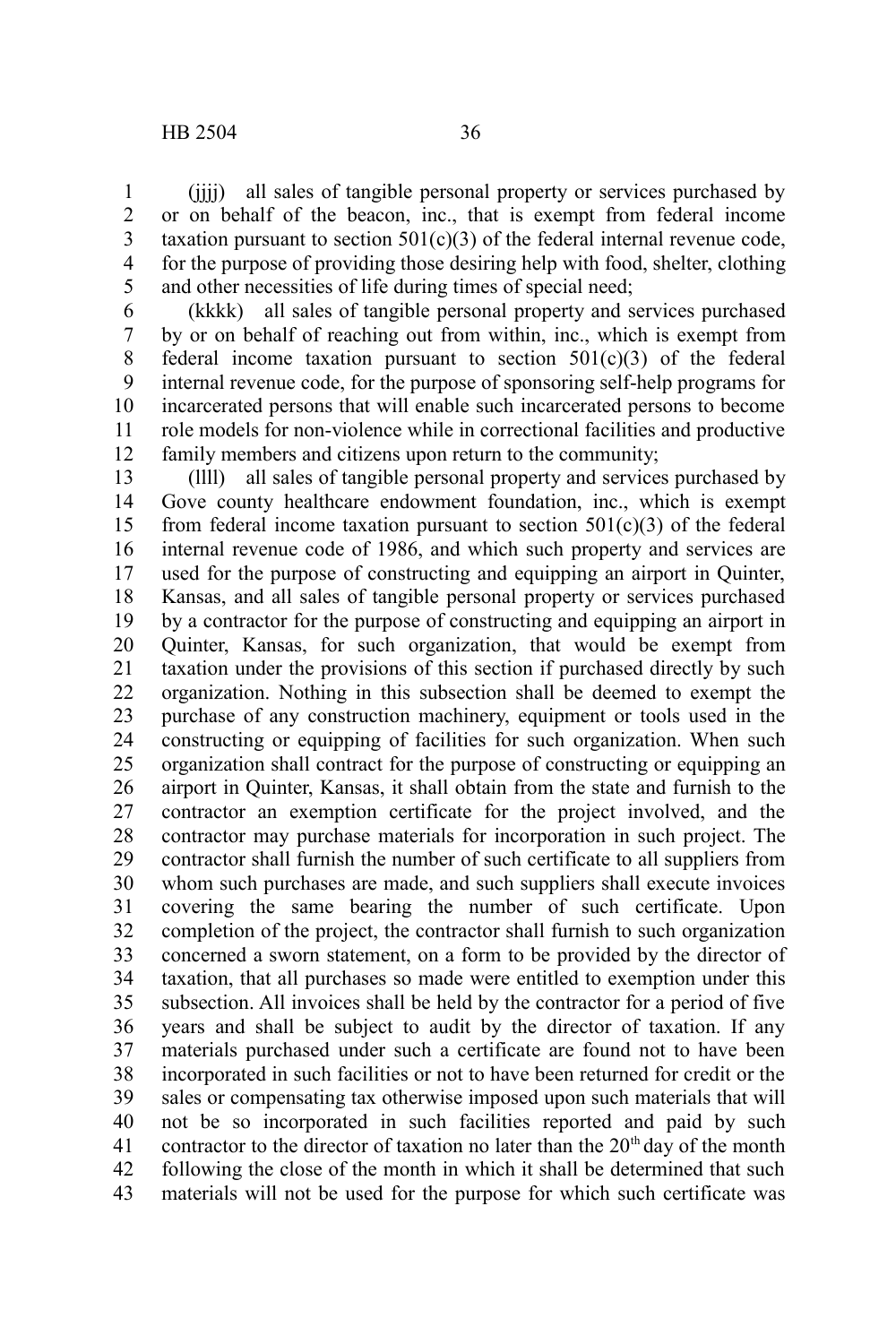(jjjj) all sales of tangible personal property or services purchased by or on behalf of the beacon, inc., that is exempt from federal income taxation pursuant to section 501(c)(3) of the federal internal revenue code, for the purpose of providing those desiring help with food, shelter, clothing and other necessities of life during times of special need;

(kkkk) all sales of tangible personal property and services purchased by or on behalf of reaching out from within, inc., which is exempt from federal income taxation pursuant to section 501(c)(3) of the federal internal revenue code, for the purpose of sponsoring self-help programs for incarcerated persons that will enable such incarcerated persons to become role models for non-violence while in correctional facilities and productive family members and citizens upon return to the community;

(llll) all sales of tangible personal property and services purchased by Gove county healthcare endowment foundation, inc., which is exempt from federal income taxation pursuant to section 501(c)(3) of the federal internal revenue code of 1986, and which such property and services are used for the purpose of constructing and equipping an airport in Quinter, Kansas, and all sales of tangible personal property or services purchased by a contractor for the purpose of constructing and equipping an airport in Quinter, Kansas, for such organization, that would be exempt from taxation under the provisions of this section if purchased directly by such organization. Nothing in this subsection shall be deemed to exempt the purchase of any construction machinery, equipment or tools used in the constructing or equipping of facilities for such organization. When such organization shall contract for the purpose of constructing or equipping an airport in Quinter, Kansas, it shall obtain from the state and furnish to the contractor an exemption certificate for the project involved, and the contractor may purchase materials for incorporation in such project. The contractor shall furnish the number of such certificate to all suppliers from whom such purchases are made, and such suppliers shall execute invoices covering the same bearing the number of such certificate. Upon completion of the project, the contractor shall furnish to such organization concerned a sworn statement, on a form to be provided by the director of taxation, that all purchases so made were entitled to exemption under this subsection. All invoices shall be held by the contractor for a period of five years and shall be subject to audit by the director of taxation. If any materials purchased under such a certificate are found not to have been incorporated in such facilities or not to have been returned for credit or the sales or compensating tax otherwise imposed upon such materials that will not be so incorporated in such facilities reported and paid by such contractor to the director of taxation no later than the 20th day of the month following the close of the month in which it shall be determined that such materials will not be used for the purpose for which such certificate was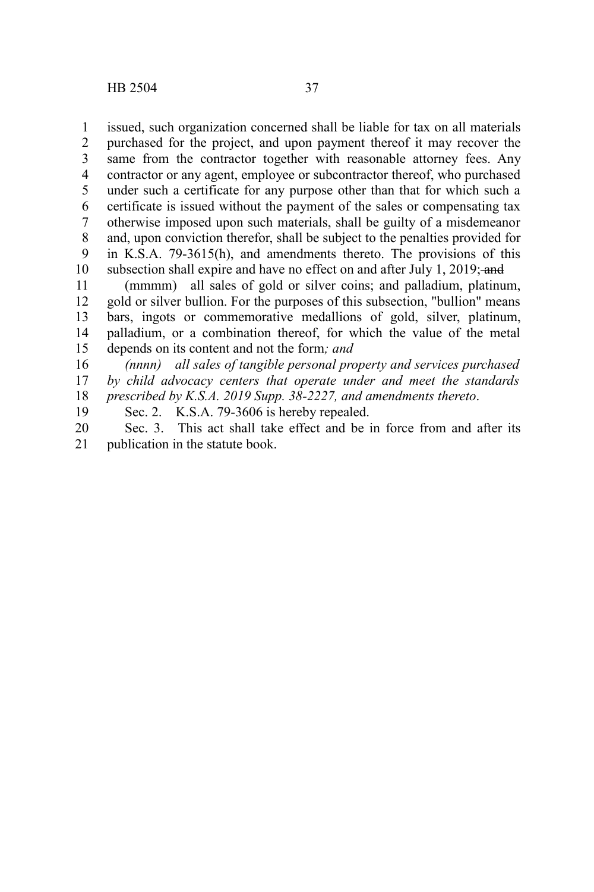issued, such organization concerned shall be liable for tax on all materials purchased for the project, and upon payment thereof it may recover the same from the contractor together with reasonable attorney fees. Any contractor or any agent, employee or subcontractor thereof, who purchased under such a certificate for any purpose other than that for which such a certificate is issued without the payment of the sales or compensating tax otherwise imposed upon such materials, shall be guilty of a misdemeanor and, upon conviction therefor, shall be subject to the penalties provided for in K.S.A. 79-3615(h), and amendments thereto. The provisions of this subsection shall expire and have no effect on and after July 1, 2019; ~~and~~

(mmmm) all sales of gold or silver coins; and palladium, platinum, gold or silver bullion. For the purposes of this subsection, "bullion" means bars, ingots or commemorative medallions of gold, silver, platinum, palladium, or a combination thereof, for which the value of the metal depends on its content and not the form*; and*

*(nnnn) all sales of tangible personal property and services purchased by child advocacy centers that operate under and meet the standards prescribed by K.S.A. 2019 Supp. 38-2227, and amendments thereto*.

Sec. 2. K.S.A. 79-3606 is hereby repealed.

Sec. 3. This act shall take effect and be in force from and after its publication in the statute book.